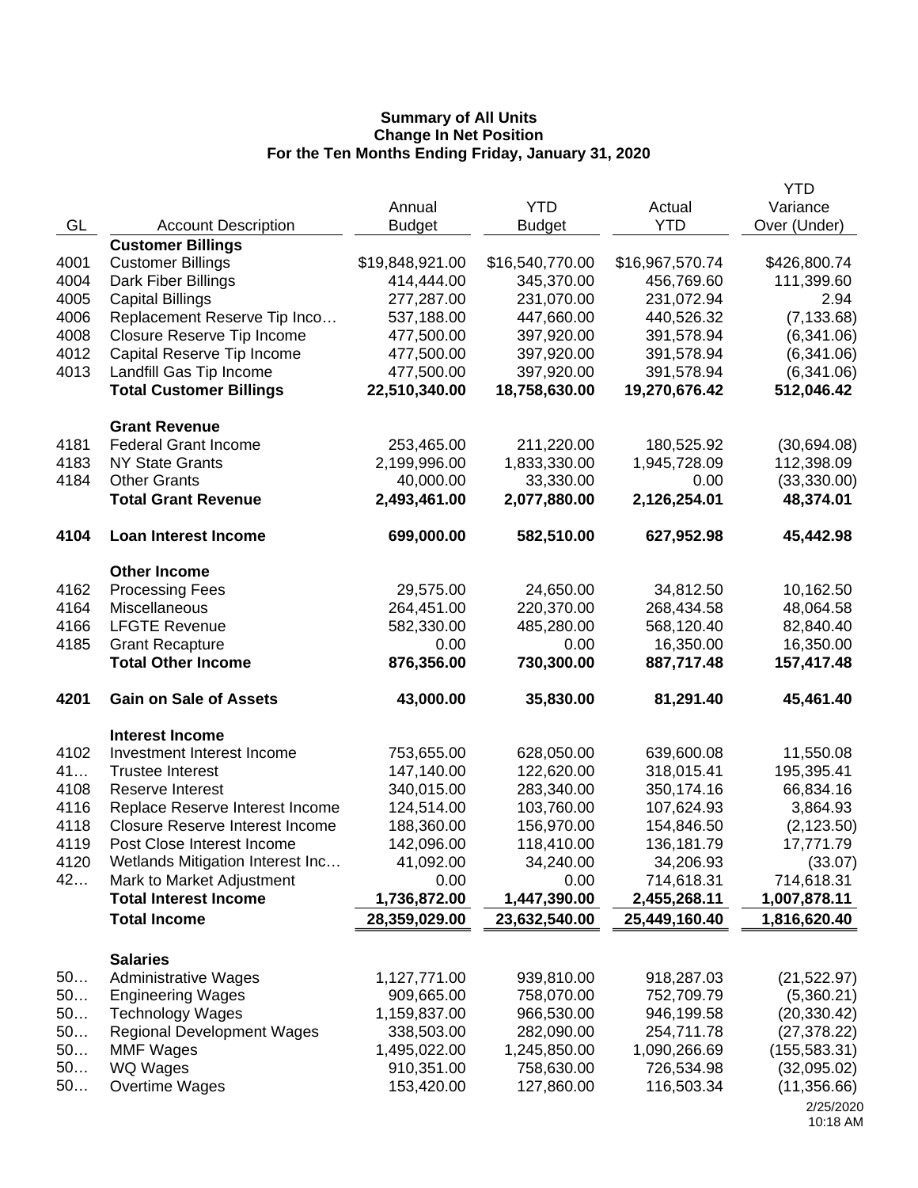**Summary of All Units**
**Change In Net Position**
**For the Ten Months Ending Friday, January 31, 2020**

| GL | Account Description | Annual Budget | YTD Budget | Actual YTD | YTD Variance Over (Under) |
|---|---|---|---|---|---|
| | **Customer Billings** | | | | |
| 4001 | Customer Billings | $19,848,921.00 | $16,540,770.00 | $16,967,570.74 | $426,800.74 |
| 4004 | Dark Fiber Billings | 414,444.00 | 345,370.00 | 456,769.60 | 111,399.60 |
| 4005 | Capital Billings | 277,287.00 | 231,070.00 | 231,072.94 | 2.94 |
| 4006 | Replacement Reserve Tip Inco… | 537,188.00 | 447,660.00 | 440,526.32 | (7,133.68) |
| 4008 | Closure Reserve Tip Income | 477,500.00 | 397,920.00 | 391,578.94 | (6,341.06) |
| 4012 | Capital Reserve Tip Income | 477,500.00 | 397,920.00 | 391,578.94 | (6,341.06) |
| 4013 | Landfill Gas Tip Income | 477,500.00 | 397,920.00 | 391,578.94 | (6,341.06) |
| | **Total Customer Billings** | **22,510,340.00** | **18,758,630.00** | **19,270,676.42** | **512,046.42** |
| | **Grant Revenue** | | | | |
| 4181 | Federal Grant Income | 253,465.00 | 211,220.00 | 180,525.92 | (30,694.08) |
| 4183 | NY State Grants | 2,199,996.00 | 1,833,330.00 | 1,945,728.09 | 112,398.09 |
| 4184 | Other Grants | 40,000.00 | 33,330.00 | 0.00 | (33,330.00) |
| | **Total Grant Revenue** | **2,493,461.00** | **2,077,880.00** | **2,126,254.01** | **48,374.01** |
| **4104** | **Loan Interest Income** | **699,000.00** | **582,510.00** | **627,952.98** | **45,442.98** |
| | **Other Income** | | | | |
| 4162 | Processing Fees | 29,575.00 | 24,650.00 | 34,812.50 | 10,162.50 |
| 4164 | Miscellaneous | 264,451.00 | 220,370.00 | 268,434.58 | 48,064.58 |
| 4166 | LFGTE Revenue | 582,330.00 | 485,280.00 | 568,120.40 | 82,840.40 |
| 4185 | Grant Recapture | 0.00 | 0.00 | 16,350.00 | 16,350.00 |
| | **Total Other Income** | **876,356.00** | **730,300.00** | **887,717.48** | **157,417.48** |
| **4201** | **Gain on Sale of Assets** | **43,000.00** | **35,830.00** | **81,291.40** | **45,461.40** |
| | **Interest Income** | | | | |
| 4102 | Investment Interest Income | 753,655.00 | 628,050.00 | 639,600.08 | 11,550.08 |
| 41… | Trustee Interest | 147,140.00 | 122,620.00 | 318,015.41 | 195,395.41 |
| 4108 | Reserve Interest | 340,015.00 | 283,340.00 | 350,174.16 | 66,834.16 |
| 4116 | Replace Reserve Interest Income | 124,514.00 | 103,760.00 | 107,624.93 | 3,864.93 |
| 4118 | Closure Reserve Interest Income | 188,360.00 | 156,970.00 | 154,846.50 | (2,123.50) |
| 4119 | Post Close Interest Income | 142,096.00 | 118,410.00 | 136,181.79 | 17,771.79 |
| 4120 | Wetlands Mitigation Interest Inc… | 41,092.00 | 34,240.00 | 34,206.93 | (33.07) |
| 42… | Mark to Market Adjustment | 0.00 | 0.00 | 714,618.31 | 714,618.31 |
| | **Total Interest Income** | **1,736,872.00** | **1,447,390.00** | **2,455,268.11** | **1,007,878.11** |
| | **Total Income** | **28,359,029.00** | **23,632,540.00** | **25,449,160.40** | **1,816,620.40** |
| | **Salaries** | | | | |
| 50… | Administrative Wages | 1,127,771.00 | 939,810.00 | 918,287.03 | (21,522.97) |
| 50… | Engineering Wages | 909,665.00 | 758,070.00 | 752,709.79 | (5,360.21) |
| 50… | Technology Wages | 1,159,837.00 | 966,530.00 | 946,199.58 | (20,330.42) |
| 50… | Regional Development Wages | 338,503.00 | 282,090.00 | 254,711.78 | (27,378.22) |
| 50… | MMF Wages | 1,495,022.00 | 1,245,850.00 | 1,090,266.69 | (155,583.31) |
| 50… | WQ Wages | 910,351.00 | 758,630.00 | 726,534.98 | (32,095.02) |
| 50… | Overtime Wages | 153,420.00 | 127,860.00 | 116,503.34 | (11,356.66) |

2/25/2020
10:18 AM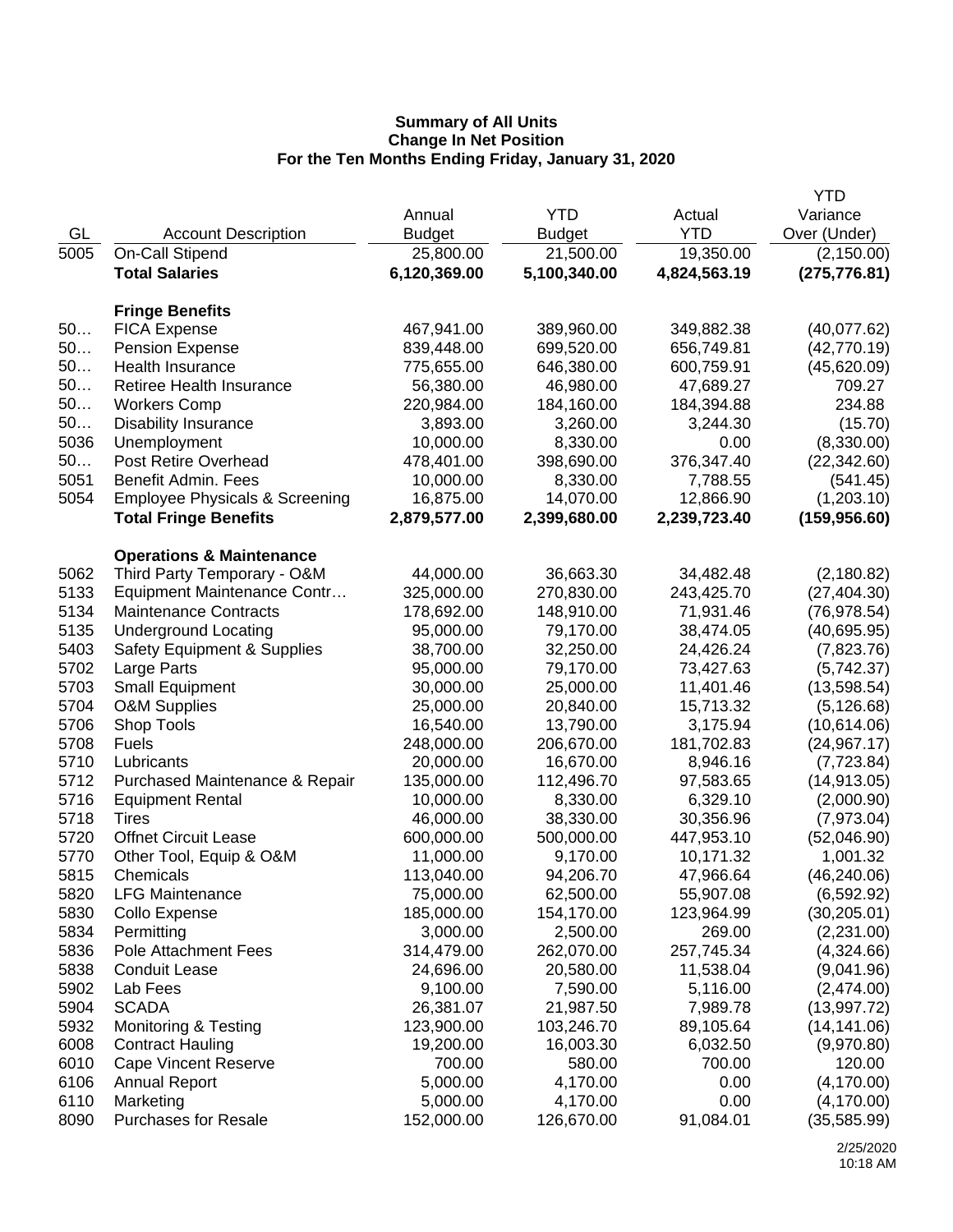**Summary of All Units**
**Change In Net Position**
**For the Ten Months Ending Friday, January 31, 2020**

| GL | Account Description | Annual Budget | YTD Budget | Actual YTD | YTD Variance Over (Under) |
|---|---|---|---|---|---|
| 5005 | On-Call Stipend | 25,800.00 | 21,500.00 | 19,350.00 | (2,150.00) |
| | **Total Salaries** | **6,120,369.00** | **5,100,340.00** | **4,824,563.19** | **(275,776.81)** |
| | | | | | |
| | **Fringe Benefits** | | | | |
| 50… | FICA Expense | 467,941.00 | 389,960.00 | 349,882.38 | (40,077.62) |
| 50… | Pension Expense | 839,448.00 | 699,520.00 | 656,749.81 | (42,770.19) |
| 50… | Health Insurance | 775,655.00 | 646,380.00 | 600,759.91 | (45,620.09) |
| 50… | Retiree Health Insurance | 56,380.00 | 46,980.00 | 47,689.27 | 709.27 |
| 50… | Workers Comp | 220,984.00 | 184,160.00 | 184,394.88 | 234.88 |
| 50… | Disability Insurance | 3,893.00 | 3,260.00 | 3,244.30 | (15.70) |
| 5036 | Unemployment | 10,000.00 | 8,330.00 | 0.00 | (8,330.00) |
| 50… | Post Retire Overhead | 478,401.00 | 398,690.00 | 376,347.40 | (22,342.60) |
| 5051 | Benefit Admin. Fees | 10,000.00 | 8,330.00 | 7,788.55 | (541.45) |
| 5054 | Employee Physicals & Screening | 16,875.00 | 14,070.00 | 12,866.90 | (1,203.10) |
| | **Total Fringe Benefits** | **2,879,577.00** | **2,399,680.00** | **2,239,723.40** | **(159,956.60)** |
| | | | | | |
| | **Operations & Maintenance** | | | | |
| 5062 | Third Party Temporary - O&M | 44,000.00 | 36,663.30 | 34,482.48 | (2,180.82) |
| 5133 | Equipment Maintenance Contr… | 325,000.00 | 270,830.00 | 243,425.70 | (27,404.30) |
| 5134 | Maintenance Contracts | 178,692.00 | 148,910.00 | 71,931.46 | (76,978.54) |
| 5135 | Underground Locating | 95,000.00 | 79,170.00 | 38,474.05 | (40,695.95) |
| 5403 | Safety Equipment & Supplies | 38,700.00 | 32,250.00 | 24,426.24 | (7,823.76) |
| 5702 | Large Parts | 95,000.00 | 79,170.00 | 73,427.63 | (5,742.37) |
| 5703 | Small Equipment | 30,000.00 | 25,000.00 | 11,401.46 | (13,598.54) |
| 5704 | O&M Supplies | 25,000.00 | 20,840.00 | 15,713.32 | (5,126.68) |
| 5706 | Shop Tools | 16,540.00 | 13,790.00 | 3,175.94 | (10,614.06) |
| 5708 | Fuels | 248,000.00 | 206,670.00 | 181,702.83 | (24,967.17) |
| 5710 | Lubricants | 20,000.00 | 16,670.00 | 8,946.16 | (7,723.84) |
| 5712 | Purchased Maintenance & Repair | 135,000.00 | 112,496.70 | 97,583.65 | (14,913.05) |
| 5716 | Equipment Rental | 10,000.00 | 8,330.00 | 6,329.10 | (2,000.90) |
| 5718 | Tires | 46,000.00 | 38,330.00 | 30,356.96 | (7,973.04) |
| 5720 | Offnet Circuit Lease | 600,000.00 | 500,000.00 | 447,953.10 | (52,046.90) |
| 5770 | Other Tool, Equip & O&M | 11,000.00 | 9,170.00 | 10,171.32 | 1,001.32 |
| 5815 | Chemicals | 113,040.00 | 94,206.70 | 47,966.64 | (46,240.06) |
| 5820 | LFG Maintenance | 75,000.00 | 62,500.00 | 55,907.08 | (6,592.92) |
| 5830 | Collo Expense | 185,000.00 | 154,170.00 | 123,964.99 | (30,205.01) |
| 5834 | Permitting | 3,000.00 | 2,500.00 | 269.00 | (2,231.00) |
| 5836 | Pole Attachment Fees | 314,479.00 | 262,070.00 | 257,745.34 | (4,324.66) |
| 5838 | Conduit Lease | 24,696.00 | 20,580.00 | 11,538.04 | (9,041.96) |
| 5902 | Lab Fees | 9,100.00 | 7,590.00 | 5,116.00 | (2,474.00) |
| 5904 | SCADA | 26,381.07 | 21,987.50 | 7,989.78 | (13,997.72) |
| 5932 | Monitoring & Testing | 123,900.00 | 103,246.70 | 89,105.64 | (14,141.06) |
| 6008 | Contract Hauling | 19,200.00 | 16,003.30 | 6,032.50 | (9,970.80) |
| 6010 | Cape Vincent Reserve | 700.00 | 580.00 | 700.00 | 120.00 |
| 6106 | Annual Report | 5,000.00 | 4,170.00 | 0.00 | (4,170.00) |
| 6110 | Marketing | 5,000.00 | 4,170.00 | 0.00 | (4,170.00) |
| 8090 | Purchases for Resale | 152,000.00 | 126,670.00 | 91,084.01 | (35,585.99) |

2/25/2020
10:18 AM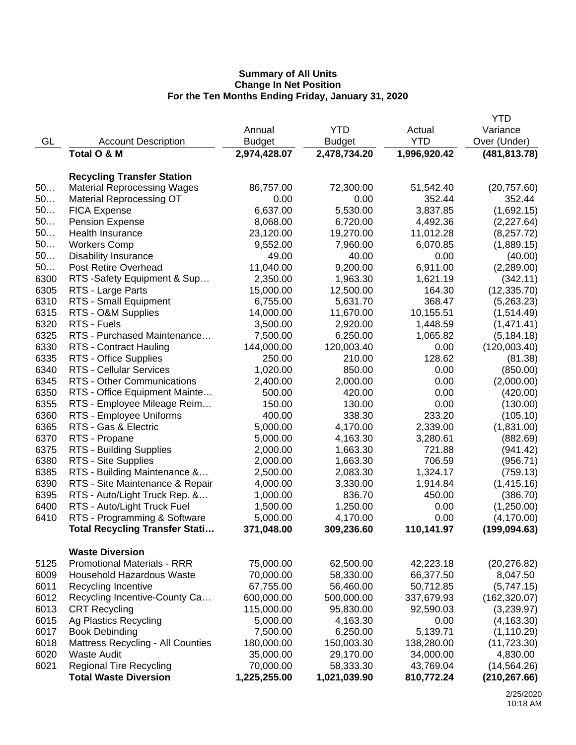**Summary of All Units**
**Change In Net Position**
**For the Ten Months Ending Friday, January 31, 2020**

| GL | Account Description | Annual Budget | YTD Budget | Actual YTD | YTD Variance Over (Under) |
|---|---|---|---|---|---|
| | **Total O & M** | **2,974,428.07** | **2,478,734.20** | **1,996,920.42** | **(481,813.78)** |
| | | | | | |
| | **Recycling Transfer Station** | | | | |
| 50… | Material Reprocessing Wages | 86,757.00 | 72,300.00 | 51,542.40 | (20,757.60) |
| 50… | Material Reprocessing OT | 0.00 | 0.00 | 352.44 | 352.44 |
| 50… | FICA Expense | 6,637.00 | 5,530.00 | 3,837.85 | (1,692.15) |
| 50… | Pension Expense | 8,068.00 | 6,720.00 | 4,492.36 | (2,227.64) |
| 50… | Health Insurance | 23,120.00 | 19,270.00 | 11,012.28 | (8,257.72) |
| 50… | Workers Comp | 9,552.00 | 7,960.00 | 6,070.85 | (1,889.15) |
| 50… | Disability Insurance | 49.00 | 40.00 | 0.00 | (40.00) |
| 50… | Post Retire Overhead | 11,040.00 | 9,200.00 | 6,911.00 | (2,289.00) |
| 6300 | RTS -Safety Equipment & Sup… | 2,350.00 | 1,963.30 | 1,621.19 | (342.11) |
| 6305 | RTS - Large Parts | 15,000.00 | 12,500.00 | 164.30 | (12,335.70) |
| 6310 | RTS - Small Equipment | 6,755.00 | 5,631.70 | 368.47 | (5,263.23) |
| 6315 | RTS - O&M Supplies | 14,000.00 | 11,670.00 | 10,155.51 | (1,514.49) |
| 6320 | RTS - Fuels | 3,500.00 | 2,920.00 | 1,448.59 | (1,471.41) |
| 6325 | RTS - Purchased Maintenance… | 7,500.00 | 6,250.00 | 1,065.82 | (5,184.18) |
| 6330 | RTS - Contract Hauling | 144,000.00 | 120,003.40 | 0.00 | (120,003.40) |
| 6335 | RTS - Office Supplies | 250.00 | 210.00 | 128.62 | (81.38) |
| 6340 | RTS - Cellular Services | 1,020.00 | 850.00 | 0.00 | (850.00) |
| 6345 | RTS - Other Communications | 2,400.00 | 2,000.00 | 0.00 | (2,000.00) |
| 6350 | RTS - Office Equipment Mainte… | 500.00 | 420.00 | 0.00 | (420.00) |
| 6355 | RTS - Employee Mileage Reim… | 150.00 | 130.00 | 0.00 | (130.00) |
| 6360 | RTS - Employee Uniforms | 400.00 | 338.30 | 233.20 | (105.10) |
| 6365 | RTS - Gas & Electric | 5,000.00 | 4,170.00 | 2,339.00 | (1,831.00) |
| 6370 | RTS - Propane | 5,000.00 | 4,163.30 | 3,280.61 | (882.69) |
| 6375 | RTS - Building Supplies | 2,000.00 | 1,663.30 | 721.88 | (941.42) |
| 6380 | RTS - Site Supplies | 2,000.00 | 1,663.30 | 706.59 | (956.71) |
| 6385 | RTS - Building Maintenance &… | 2,500.00 | 2,083.30 | 1,324.17 | (759.13) |
| 6390 | RTS - Site Maintenance & Repair | 4,000.00 | 3,330.00 | 1,914.84 | (1,415.16) |
| 6395 | RTS - Auto/Light Truck Rep. &… | 1,000.00 | 836.70 | 450.00 | (386.70) |
| 6400 | RTS - Auto/Light Truck Fuel | 1,500.00 | 1,250.00 | 0.00 | (1,250.00) |
| 6410 | RTS - Programming & Software | 5,000.00 | 4,170.00 | 0.00 | (4,170.00) |
| | **Total Recycling Transfer Stati…** | **371,048.00** | **309,236.60** | **110,141.97** | **(199,094.63)** |
| | | | | | |
| | **Waste Diversion** | | | | |
| 5125 | Promotional Materials - RRR | 75,000.00 | 62,500.00 | 42,223.18 | (20,276.82) |
| 6009 | Household Hazardous Waste | 70,000.00 | 58,330.00 | 66,377.50 | 8,047.50 |
| 6011 | Recycling Incentive | 67,755.00 | 56,460.00 | 50,712.85 | (5,747.15) |
| 6012 | Recycling Incentive-County Ca… | 600,000.00 | 500,000.00 | 337,679.93 | (162,320.07) |
| 6013 | CRT Recycling | 115,000.00 | 95,830.00 | 92,590.03 | (3,239.97) |
| 6015 | Ag Plastics Recycling | 5,000.00 | 4,163.30 | 0.00 | (4,163.30) |
| 6017 | Book Debinding | 7,500.00 | 6,250.00 | 5,139.71 | (1,110.29) |
| 6018 | Mattress Recycling - All Counties | 180,000.00 | 150,003.30 | 138,280.00 | (11,723.30) |
| 6020 | Waste Audit | 35,000.00 | 29,170.00 | 34,000.00 | 4,830.00 |
| 6021 | Regional Tire Recycling | 70,000.00 | 58,333.30 | 43,769.04 | (14,564.26) |
| | **Total Waste Diversion** | **1,225,255.00** | **1,021,039.90** | **810,772.24** | **(210,267.66)** |

2/25/2020
10:18 AM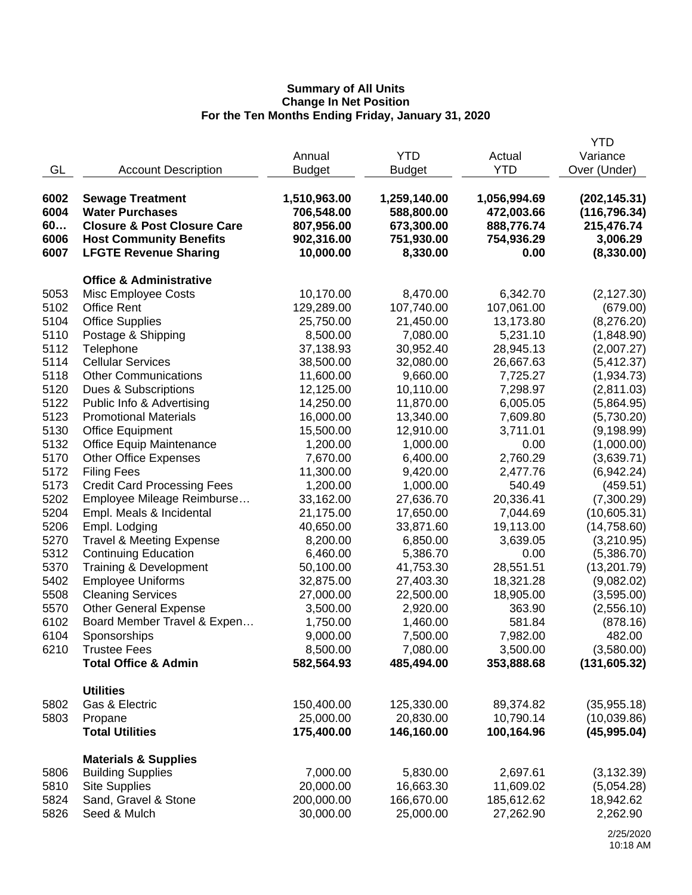**Summary of All Units**
**Change In Net Position**
**For the Ten Months Ending Friday, January 31, 2020**

| GL | Account Description | Annual Budget | YTD Budget | Actual YTD | YTD Variance Over (Under) |
|---|---|---|---|---|---|
| **6002** | **Sewage Treatment** | **1,510,963.00** | **1,259,140.00** | **1,056,994.69** | **(202,145.31)** |
| **6004** | **Water Purchases** | **706,548.00** | **588,800.00** | **472,003.66** | **(116,796.34)** |
| **60…** | **Closure & Post Closure Care** | **807,956.00** | **673,300.00** | **888,776.74** | **215,476.74** |
| **6006** | **Host Community Benefits** | **902,316.00** | **751,930.00** | **754,936.29** | **3,006.29** |
| **6007** | **LFGTE Revenue Sharing** | **10,000.00** | **8,330.00** | **0.00** | **(8,330.00)** |
| | **Office & Administrative** | | | | |
| 5053 | Misc Employee Costs | 10,170.00 | 8,470.00 | 6,342.70 | (2,127.30) |
| 5102 | Office Rent | 129,289.00 | 107,740.00 | 107,061.00 | (679.00) |
| 5104 | Office Supplies | 25,750.00 | 21,450.00 | 13,173.80 | (8,276.20) |
| 5110 | Postage & Shipping | 8,500.00 | 7,080.00 | 5,231.10 | (1,848.90) |
| 5112 | Telephone | 37,138.93 | 30,952.40 | 28,945.13 | (2,007.27) |
| 5114 | Cellular Services | 38,500.00 | 32,080.00 | 26,667.63 | (5,412.37) |
| 5118 | Other Communications | 11,600.00 | 9,660.00 | 7,725.27 | (1,934.73) |
| 5120 | Dues & Subscriptions | 12,125.00 | 10,110.00 | 7,298.97 | (2,811.03) |
| 5122 | Public Info & Advertising | 14,250.00 | 11,870.00 | 6,005.05 | (5,864.95) |
| 5123 | Promotional Materials | 16,000.00 | 13,340.00 | 7,609.80 | (5,730.20) |
| 5130 | Office Equipment | 15,500.00 | 12,910.00 | 3,711.01 | (9,198.99) |
| 5132 | Office Equip Maintenance | 1,200.00 | 1,000.00 | 0.00 | (1,000.00) |
| 5170 | Other Office Expenses | 7,670.00 | 6,400.00 | 2,760.29 | (3,639.71) |
| 5172 | Filing Fees | 11,300.00 | 9,420.00 | 2,477.76 | (6,942.24) |
| 5173 | Credit Card Processing Fees | 1,200.00 | 1,000.00 | 540.49 | (459.51) |
| 5202 | Employee Mileage Reimburse… | 33,162.00 | 27,636.70 | 20,336.41 | (7,300.29) |
| 5204 | Empl. Meals & Incidental | 21,175.00 | 17,650.00 | 7,044.69 | (10,605.31) |
| 5206 | Empl. Lodging | 40,650.00 | 33,871.60 | 19,113.00 | (14,758.60) |
| 5270 | Travel & Meeting Expense | 8,200.00 | 6,850.00 | 3,639.05 | (3,210.95) |
| 5312 | Continuing Education | 6,460.00 | 5,386.70 | 0.00 | (5,386.70) |
| 5370 | Training & Development | 50,100.00 | 41,753.30 | 28,551.51 | (13,201.79) |
| 5402 | Employee Uniforms | 32,875.00 | 27,403.30 | 18,321.28 | (9,082.02) |
| 5508 | Cleaning Services | 27,000.00 | 22,500.00 | 18,905.00 | (3,595.00) |
| 5570 | Other General Expense | 3,500.00 | 2,920.00 | 363.90 | (2,556.10) |
| 6102 | Board Member Travel & Expen… | 1,750.00 | 1,460.00 | 581.84 | (878.16) |
| 6104 | Sponsorships | 9,000.00 | 7,500.00 | 7,982.00 | 482.00 |
| 6210 | Trustee Fees | 8,500.00 | 7,080.00 | 3,500.00 | (3,580.00) |
| | **Total Office & Admin** | **582,564.93** | **485,494.00** | **353,888.68** | **(131,605.32)** |
| | **Utilities** | | | | |
| 5802 | Gas & Electric | 150,400.00 | 125,330.00 | 89,374.82 | (35,955.18) |
| 5803 | Propane | 25,000.00 | 20,830.00 | 10,790.14 | (10,039.86) |
| | **Total Utilities** | **175,400.00** | **146,160.00** | **100,164.96** | **(45,995.04)** |
| | **Materials & Supplies** | | | | |
| 5806 | Building Supplies | 7,000.00 | 5,830.00 | 2,697.61 | (3,132.39) |
| 5810 | Site Supplies | 20,000.00 | 16,663.30 | 11,609.02 | (5,054.28) |
| 5824 | Sand, Gravel & Stone | 200,000.00 | 166,670.00 | 185,612.62 | 18,942.62 |
| 5826 | Seed & Mulch | 30,000.00 | 25,000.00 | 27,262.90 | 2,262.90 |

2/25/2020
10:18 AM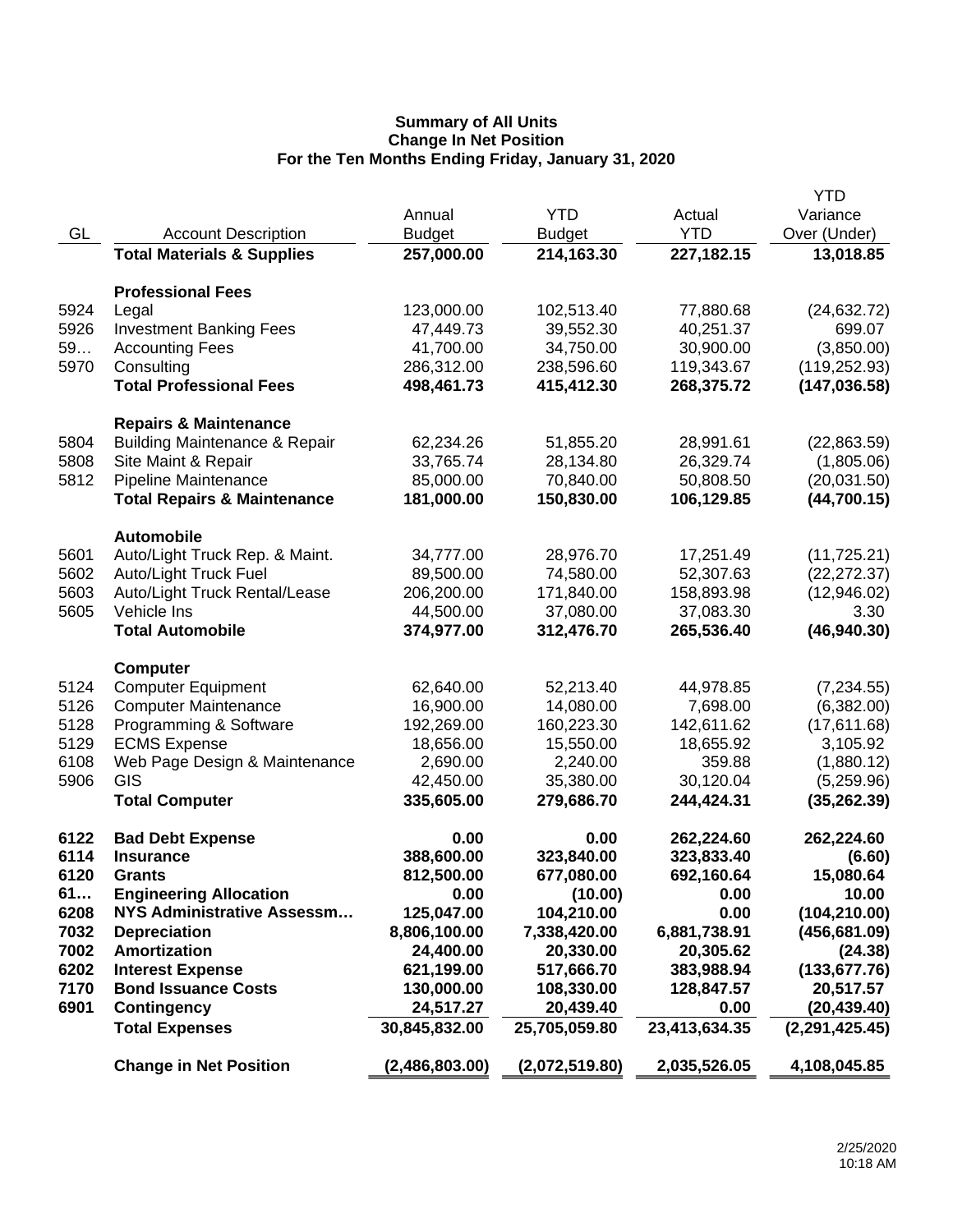**Summary of All Units**
**Change In Net Position**
**For the Ten Months Ending Friday, January 31, 2020**

| GL | Account Description | Annual Budget | YTD Budget | Actual YTD | YTD Variance Over (Under) |
|---|---|---|---|---|---|
| | **Total Materials & Supplies** | **257,000.00** | **214,163.30** | **227,182.15** | **13,018.85** |
| | **Professional Fees** | | | | |
| 5924 | Legal | 123,000.00 | 102,513.40 | 77,880.68 | (24,632.72) |
| 5926 | Investment Banking Fees | 47,449.73 | 39,552.30 | 40,251.37 | 699.07 |
| 59… | Accounting Fees | 41,700.00 | 34,750.00 | 30,900.00 | (3,850.00) |
| 5970 | Consulting | 286,312.00 | 238,596.60 | 119,343.67 | (119,252.93) |
| | **Total Professional Fees** | **498,461.73** | **415,412.30** | **268,375.72** | **(147,036.58)** |
| | **Repairs & Maintenance** | | | | |
| 5804 | Building Maintenance & Repair | 62,234.26 | 51,855.20 | 28,991.61 | (22,863.59) |
| 5808 | Site Maint & Repair | 33,765.74 | 28,134.80 | 26,329.74 | (1,805.06) |
| 5812 | Pipeline Maintenance | 85,000.00 | 70,840.00 | 50,808.50 | (20,031.50) |
| | **Total Repairs & Maintenance** | **181,000.00** | **150,830.00** | **106,129.85** | **(44,700.15)** |
| | **Automobile** | | | | |
| 5601 | Auto/Light Truck Rep. & Maint. | 34,777.00 | 28,976.70 | 17,251.49 | (11,725.21) |
| 5602 | Auto/Light Truck Fuel | 89,500.00 | 74,580.00 | 52,307.63 | (22,272.37) |
| 5603 | Auto/Light Truck Rental/Lease | 206,200.00 | 171,840.00 | 158,893.98 | (12,946.02) |
| 5605 | Vehicle Ins | 44,500.00 | 37,080.00 | 37,083.30 | 3.30 |
| | **Total Automobile** | **374,977.00** | **312,476.70** | **265,536.40** | **(46,940.30)** |
| | **Computer** | | | | |
| 5124 | Computer Equipment | 62,640.00 | 52,213.40 | 44,978.85 | (7,234.55) |
| 5126 | Computer Maintenance | 16,900.00 | 14,080.00 | 7,698.00 | (6,382.00) |
| 5128 | Programming & Software | 192,269.00 | 160,223.30 | 142,611.62 | (17,611.68) |
| 5129 | ECMS Expense | 18,656.00 | 15,550.00 | 18,655.92 | 3,105.92 |
| 6108 | Web Page Design & Maintenance | 2,690.00 | 2,240.00 | 359.88 | (1,880.12) |
| 5906 | GIS | 42,450.00 | 35,380.00 | 30,120.04 | (5,259.96) |
| | **Total Computer** | **335,605.00** | **279,686.70** | **244,424.31** | **(35,262.39)** |
| **6122** | **Bad Debt Expense** | **0.00** | **0.00** | **262,224.60** | **262,224.60** |
| **6114** | **Insurance** | **388,600.00** | **323,840.00** | **323,833.40** | **(6.60)** |
| **6120** | **Grants** | **812,500.00** | **677,080.00** | **692,160.64** | **15,080.64** |
| **61…** | **Engineering Allocation** | **0.00** | **(10.00)** | **0.00** | **10.00** |
| **6208** | **NYS Administrative Assessm…** | **125,047.00** | **104,210.00** | **0.00** | **(104,210.00)** |
| **7032** | **Depreciation** | **8,806,100.00** | **7,338,420.00** | **6,881,738.91** | **(456,681.09)** |
| **7002** | **Amortization** | **24,400.00** | **20,330.00** | **20,305.62** | **(24.38)** |
| **6202** | **Interest Expense** | **621,199.00** | **517,666.70** | **383,988.94** | **(133,677.76)** |
| **7170** | **Bond Issuance Costs** | **130,000.00** | **108,330.00** | **128,847.57** | **20,517.57** |
| **6901** | **Contingency** | **24,517.27** | **20,439.40** | **0.00** | **(20,439.40)** |
| | **Total Expenses** | **30,845,832.00** | **25,705,059.80** | **23,413,634.35** | **(2,291,425.45)** |
| | **Change in Net Position** | **(2,486,803.00)** | **(2,072,519.80)** | **2,035,526.05** | **4,108,045.85** |

2/25/2020
10:18 AM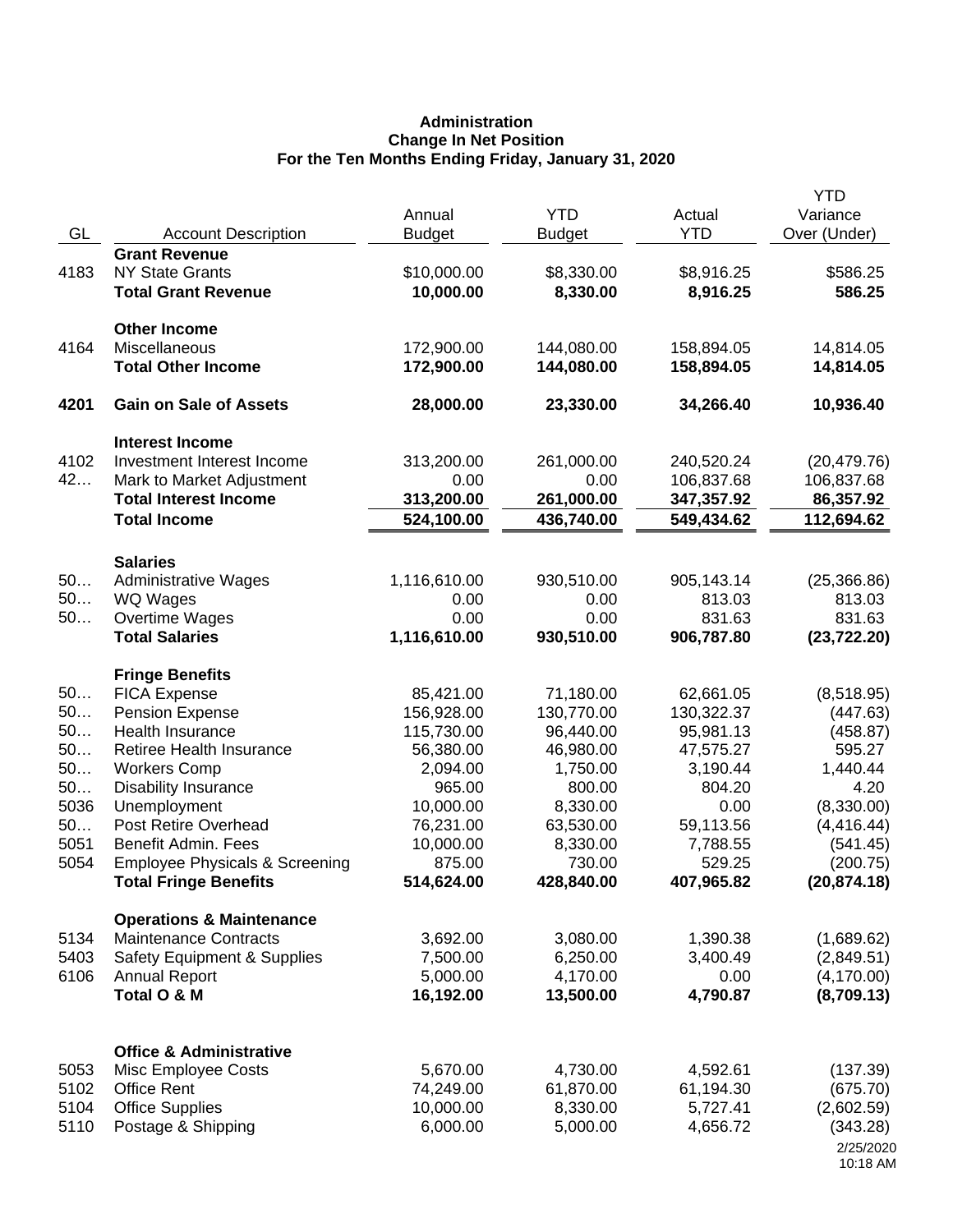**Administration**
**Change In Net Position**
**For the Ten Months Ending Friday, January 31, 2020**

| GL | Account Description | Annual Budget | YTD Budget | Actual YTD | YTD Variance Over (Under) |
|---|---|---|---|---|---|
| | **Grant Revenue** | | | | |
| 4183 | NY State Grants | $10,000.00 | $8,330.00 | $8,916.25 | $586.25 |
| | **Total Grant Revenue** | **10,000.00** | **8,330.00** | **8,916.25** | **586.25** |
| | **Other Income** | | | | |
| 4164 | Miscellaneous | 172,900.00 | 144,080.00 | 158,894.05 | 14,814.05 |
| | **Total Other Income** | **172,900.00** | **144,080.00** | **158,894.05** | **14,814.05** |
| **4201** | **Gain on Sale of Assets** | **28,000.00** | **23,330.00** | **34,266.40** | **10,936.40** |
| | **Interest Income** | | | | |
| 4102 | Investment Interest Income | 313,200.00 | 261,000.00 | 240,520.24 | (20,479.76) |
| 42… | Mark to Market Adjustment | 0.00 | 0.00 | 106,837.68 | 106,837.68 |
| | **Total Interest Income** | **313,200.00** | **261,000.00** | **347,357.92** | **86,357.92** |
| | **Total Income** | **524,100.00** | **436,740.00** | **549,434.62** | **112,694.62** |
| | **Salaries** | | | | |
| 50… | Administrative Wages | 1,116,610.00 | 930,510.00 | 905,143.14 | (25,366.86) |
| 50… | WQ Wages | 0.00 | 0.00 | 813.03 | 813.03 |
| 50… | Overtime Wages | 0.00 | 0.00 | 831.63 | 831.63 |
| | **Total Salaries** | **1,116,610.00** | **930,510.00** | **906,787.80** | **(23,722.20)** |
| | **Fringe Benefits** | | | | |
| 50… | FICA Expense | 85,421.00 | 71,180.00 | 62,661.05 | (8,518.95) |
| 50… | Pension Expense | 156,928.00 | 130,770.00 | 130,322.37 | (447.63) |
| 50… | Health Insurance | 115,730.00 | 96,440.00 | 95,981.13 | (458.87) |
| 50… | Retiree Health Insurance | 56,380.00 | 46,980.00 | 47,575.27 | 595.27 |
| 50… | Workers Comp | 2,094.00 | 1,750.00 | 3,190.44 | 1,440.44 |
| 50… | Disability Insurance | 965.00 | 800.00 | 804.20 | 4.20 |
| 5036 | Unemployment | 10,000.00 | 8,330.00 | 0.00 | (8,330.00) |
| 50… | Post Retire Overhead | 76,231.00 | 63,530.00 | 59,113.56 | (4,416.44) |
| 5051 | Benefit Admin. Fees | 10,000.00 | 8,330.00 | 7,788.55 | (541.45) |
| 5054 | Employee Physicals & Screening | 875.00 | 730.00 | 529.25 | (200.75) |
| | **Total Fringe Benefits** | **514,624.00** | **428,840.00** | **407,965.82** | **(20,874.18)** |
| | **Operations & Maintenance** | | | | |
| 5134 | Maintenance Contracts | 3,692.00 | 3,080.00 | 1,390.38 | (1,689.62) |
| 5403 | Safety Equipment & Supplies | 7,500.00 | 6,250.00 | 3,400.49 | (2,849.51) |
| 6106 | Annual Report | 5,000.00 | 4,170.00 | 0.00 | (4,170.00) |
| | **Total O & M** | **16,192.00** | **13,500.00** | **4,790.87** | **(8,709.13)** |
| | **Office & Administrative** | | | | |
| 5053 | Misc Employee Costs | 5,670.00 | 4,730.00 | 4,592.61 | (137.39) |
| 5102 | Office Rent | 74,249.00 | 61,870.00 | 61,194.30 | (675.70) |
| 5104 | Office Supplies | 10,000.00 | 8,330.00 | 5,727.41 | (2,602.59) |
| 5110 | Postage & Shipping | 6,000.00 | 5,000.00 | 4,656.72 | (343.28) |

2/25/2020
10:18 AM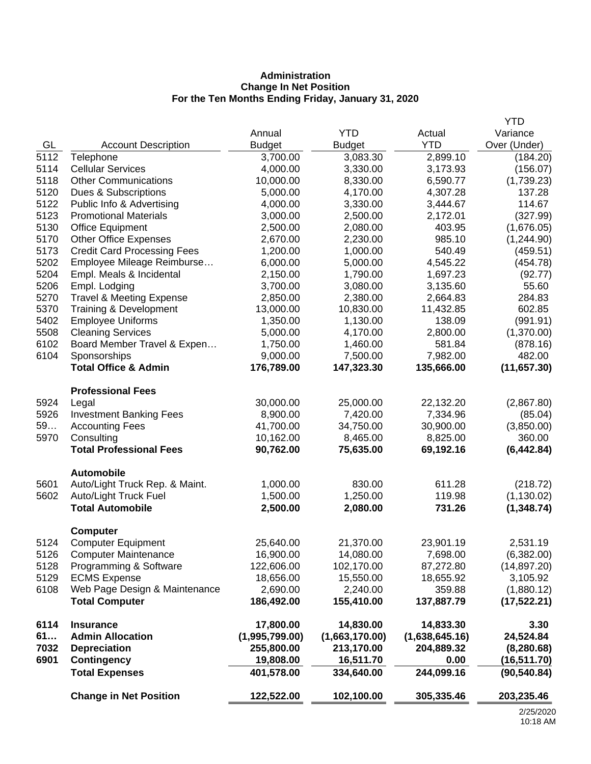**Administration**
**Change In Net Position**
**For the Ten Months Ending Friday, January 31, 2020**

| GL | Account Description | Annual Budget | YTD Budget | Actual YTD | YTD Variance Over (Under) |
|---|---|---|---|---|---|
| 5112 | Telephone | 3,700.00 | 3,083.30 | 2,899.10 | (184.20) |
| 5114 | Cellular Services | 4,000.00 | 3,330.00 | 3,173.93 | (156.07) |
| 5118 | Other Communications | 10,000.00 | 8,330.00 | 6,590.77 | (1,739.23) |
| 5120 | Dues & Subscriptions | 5,000.00 | 4,170.00 | 4,307.28 | 137.28 |
| 5122 | Public Info & Advertising | 4,000.00 | 3,330.00 | 3,444.67 | 114.67 |
| 5123 | Promotional Materials | 3,000.00 | 2,500.00 | 2,172.01 | (327.99) |
| 5130 | Office Equipment | 2,500.00 | 2,080.00 | 403.95 | (1,676.05) |
| 5170 | Other Office Expenses | 2,670.00 | 2,230.00 | 985.10 | (1,244.90) |
| 5173 | Credit Card Processing Fees | 1,200.00 | 1,000.00 | 540.49 | (459.51) |
| 5202 | Employee Mileage Reimburse… | 6,000.00 | 5,000.00 | 4,545.22 | (454.78) |
| 5204 | Empl. Meals & Incidental | 2,150.00 | 1,790.00 | 1,697.23 | (92.77) |
| 5206 | Empl. Lodging | 3,700.00 | 3,080.00 | 3,135.60 | 55.60 |
| 5270 | Travel & Meeting Expense | 2,850.00 | 2,380.00 | 2,664.83 | 284.83 |
| 5370 | Training & Development | 13,000.00 | 10,830.00 | 11,432.85 | 602.85 |
| 5402 | Employee Uniforms | 1,350.00 | 1,130.00 | 138.09 | (991.91) |
| 5508 | Cleaning Services | 5,000.00 | 4,170.00 | 2,800.00 | (1,370.00) |
| 6102 | Board Member Travel & Expen… | 1,750.00 | 1,460.00 | 581.84 | (878.16) |
| 6104 | Sponsorships | 9,000.00 | 7,500.00 | 7,982.00 | 482.00 |
| | **Total Office & Admin** | **176,789.00** | **147,323.30** | **135,666.00** | **(11,657.30)** |
| | **Professional Fees** | | | | |
| 5924 | Legal | 30,000.00 | 25,000.00 | 22,132.20 | (2,867.80) |
| 5926 | Investment Banking Fees | 8,900.00 | 7,420.00 | 7,334.96 | (85.04) |
| 59… | Accounting Fees | 41,700.00 | 34,750.00 | 30,900.00 | (3,850.00) |
| 5970 | Consulting | 10,162.00 | 8,465.00 | 8,825.00 | 360.00 |
| | **Total Professional Fees** | **90,762.00** | **75,635.00** | **69,192.16** | **(6,442.84)** |
| | **Automobile** | | | | |
| 5601 | Auto/Light Truck Rep. & Maint. | 1,000.00 | 830.00 | 611.28 | (218.72) |
| 5602 | Auto/Light Truck Fuel | 1,500.00 | 1,250.00 | 119.98 | (1,130.02) |
| | **Total Automobile** | **2,500.00** | **2,080.00** | **731.26** | **(1,348.74)** |
| | **Computer** | | | | |
| 5124 | Computer Equipment | 25,640.00 | 21,370.00 | 23,901.19 | 2,531.19 |
| 5126 | Computer Maintenance | 16,900.00 | 14,080.00 | 7,698.00 | (6,382.00) |
| 5128 | Programming & Software | 122,606.00 | 102,170.00 | 87,272.80 | (14,897.20) |
| 5129 | ECMS Expense | 18,656.00 | 15,550.00 | 18,655.92 | 3,105.92 |
| 6108 | Web Page Design & Maintenance | 2,690.00 | 2,240.00 | 359.88 | (1,880.12) |
| | **Total Computer** | **186,492.00** | **155,410.00** | **137,887.79** | **(17,522.21)** |
| **6114** | **Insurance** | **17,800.00** | **14,830.00** | **14,833.30** | **3.30** |
| **61…** | **Admin Allocation** | **(1,995,799.00)** | **(1,663,170.00)** | **(1,638,645.16)** | **24,524.84** |
| **7032** | **Depreciation** | **255,800.00** | **213,170.00** | **204,889.32** | **(8,280.68)** |
| **6901** | **Contingency** | **19,808.00** | **16,511.70** | **0.00** | **(16,511.70)** |
| | **Total Expenses** | **401,578.00** | **334,640.00** | **244,099.16** | **(90,540.84)** |
| | **Change in Net Position** | **122,522.00** | **102,100.00** | **305,335.46** | **203,235.46** |

2/25/2020
10:18 AM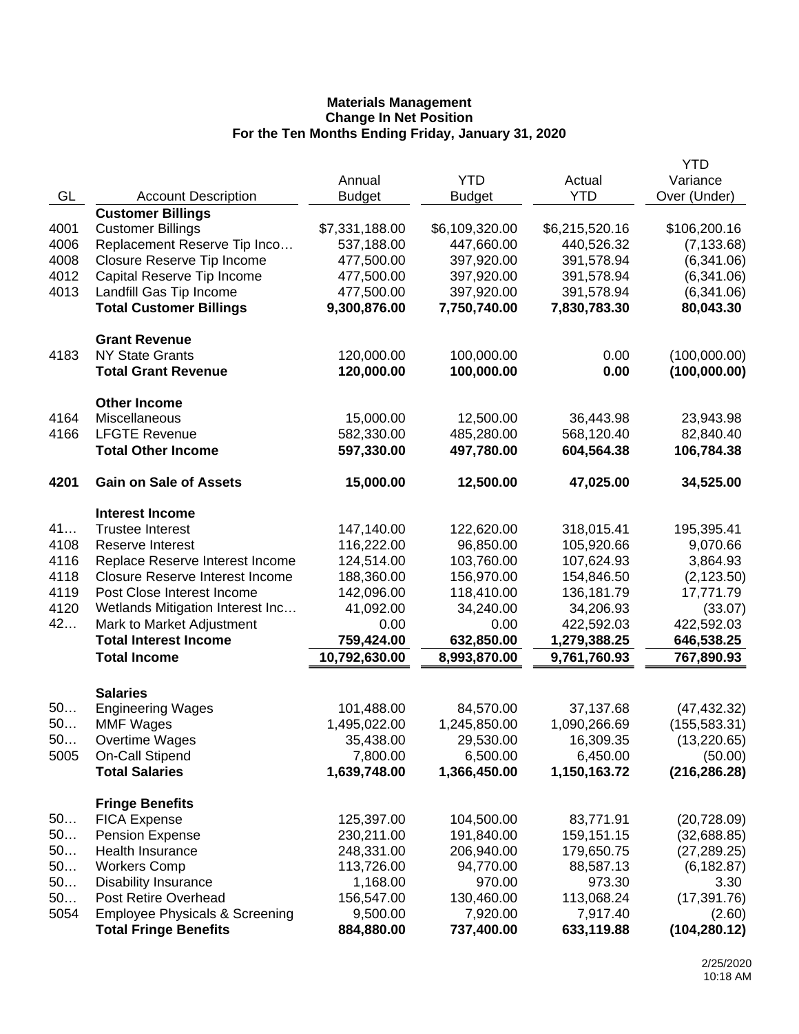**Materials Management**
**Change In Net Position**
**For the Ten Months Ending Friday, January 31, 2020**

| GL | Account Description | Annual Budget | YTD Budget | Actual YTD | YTD Variance Over (Under) |
|---|---|---|---|---|---|
| | **Customer Billings** | | | | |
| 4001 | Customer Billings | $7,331,188.00 | $6,109,320.00 | $6,215,520.16 | $106,200.16 |
| 4006 | Replacement Reserve Tip Inco… | 537,188.00 | 447,660.00 | 440,526.32 | (7,133.68) |
| 4008 | Closure Reserve Tip Income | 477,500.00 | 397,920.00 | 391,578.94 | (6,341.06) |
| 4012 | Capital Reserve Tip Income | 477,500.00 | 397,920.00 | 391,578.94 | (6,341.06) |
| 4013 | Landfill Gas Tip Income | 477,500.00 | 397,920.00 | 391,578.94 | (6,341.06) |
| | **Total Customer Billings** | **9,300,876.00** | **7,750,740.00** | **7,830,783.30** | **80,043.30** |
| | **Grant Revenue** | | | | |
| 4183 | NY State Grants | 120,000.00 | 100,000.00 | 0.00 | (100,000.00) |
| | **Total Grant Revenue** | **120,000.00** | **100,000.00** | **0.00** | **(100,000.00)** |
| | **Other Income** | | | | |
| 4164 | Miscellaneous | 15,000.00 | 12,500.00 | 36,443.98 | 23,943.98 |
| 4166 | LFGTE Revenue | 582,330.00 | 485,280.00 | 568,120.40 | 82,840.40 |
| | **Total Other Income** | **597,330.00** | **497,780.00** | **604,564.38** | **106,784.38** |
| **4201** | **Gain on Sale of Assets** | **15,000.00** | **12,500.00** | **47,025.00** | **34,525.00** |
| | **Interest Income** | | | | |
| 41… | Trustee Interest | 147,140.00 | 122,620.00 | 318,015.41 | 195,395.41 |
| 4108 | Reserve Interest | 116,222.00 | 96,850.00 | 105,920.66 | 9,070.66 |
| 4116 | Replace Reserve Interest Income | 124,514.00 | 103,760.00 | 107,624.93 | 3,864.93 |
| 4118 | Closure Reserve Interest Income | 188,360.00 | 156,970.00 | 154,846.50 | (2,123.50) |
| 4119 | Post Close Interest Income | 142,096.00 | 118,410.00 | 136,181.79 | 17,771.79 |
| 4120 | Wetlands Mitigation Interest Inc… | 41,092.00 | 34,240.00 | 34,206.93 | (33.07) |
| 42… | Mark to Market Adjustment | 0.00 | 0.00 | 422,592.03 | 422,592.03 |
| | **Total Interest Income** | **759,424.00** | **632,850.00** | **1,279,388.25** | **646,538.25** |
| | **Total Income** | **10,792,630.00** | **8,993,870.00** | **9,761,760.93** | **767,890.93** |
| | **Salaries** | | | | |
| 50… | Engineering Wages | 101,488.00 | 84,570.00 | 37,137.68 | (47,432.32) |
| 50… | MMF Wages | 1,495,022.00 | 1,245,850.00 | 1,090,266.69 | (155,583.31) |
| 50… | Overtime Wages | 35,438.00 | 29,530.00 | 16,309.35 | (13,220.65) |
| 5005 | On-Call Stipend | 7,800.00 | 6,500.00 | 6,450.00 | (50.00) |
| | **Total Salaries** | **1,639,748.00** | **1,366,450.00** | **1,150,163.72** | **(216,286.28)** |
| | **Fringe Benefits** | | | | |
| 50… | FICA Expense | 125,397.00 | 104,500.00 | 83,771.91 | (20,728.09) |
| 50… | Pension Expense | 230,211.00 | 191,840.00 | 159,151.15 | (32,688.85) |
| 50… | Health Insurance | 248,331.00 | 206,940.00 | 179,650.75 | (27,289.25) |
| 50… | Workers Comp | 113,726.00 | 94,770.00 | 88,587.13 | (6,182.87) |
| 50… | Disability Insurance | 1,168.00 | 970.00 | 973.30 | 3.30 |
| 50… | Post Retire Overhead | 156,547.00 | 130,460.00 | 113,068.24 | (17,391.76) |
| 5054 | Employee Physicals & Screening | 9,500.00 | 7,920.00 | 7,917.40 | (2.60) |
| | **Total Fringe Benefits** | **884,880.00** | **737,400.00** | **633,119.88** | **(104,280.12)** |

2/25/2020
10:18 AM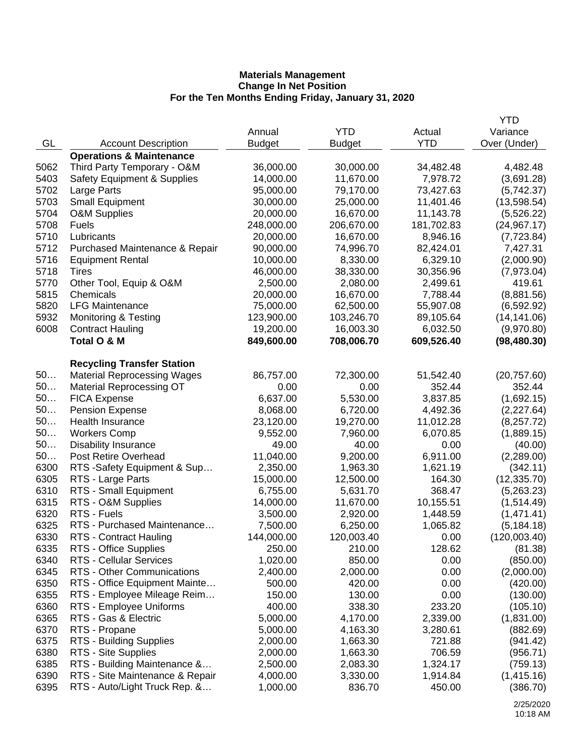**Materials Management**
**Change In Net Position**
**For the Ten Months Ending Friday, January 31, 2020**

| GL | Account Description | Annual Budget | YTD Budget | Actual YTD | YTD Variance Over (Under) |
|---|---|---|---|---|---|
| | **Operations & Maintenance** | | | | |
| 5062 | Third Party Temporary - O&M | 36,000.00 | 30,000.00 | 34,482.48 | 4,482.48 |
| 5403 | Safety Equipment & Supplies | 14,000.00 | 11,670.00 | 7,978.72 | (3,691.28) |
| 5702 | Large Parts | 95,000.00 | 79,170.00 | 73,427.63 | (5,742.37) |
| 5703 | Small Equipment | 30,000.00 | 25,000.00 | 11,401.46 | (13,598.54) |
| 5704 | O&M Supplies | 20,000.00 | 16,670.00 | 11,143.78 | (5,526.22) |
| 5708 | Fuels | 248,000.00 | 206,670.00 | 181,702.83 | (24,967.17) |
| 5710 | Lubricants | 20,000.00 | 16,670.00 | 8,946.16 | (7,723.84) |
| 5712 | Purchased Maintenance & Repair | 90,000.00 | 74,996.70 | 82,424.01 | 7,427.31 |
| 5716 | Equipment Rental | 10,000.00 | 8,330.00 | 6,329.10 | (2,000.90) |
| 5718 | Tires | 46,000.00 | 38,330.00 | 30,356.96 | (7,973.04) |
| 5770 | Other Tool, Equip & O&M | 2,500.00 | 2,080.00 | 2,499.61 | 419.61 |
| 5815 | Chemicals | 20,000.00 | 16,670.00 | 7,788.44 | (8,881.56) |
| 5820 | LFG Maintenance | 75,000.00 | 62,500.00 | 55,907.08 | (6,592.92) |
| 5932 | Monitoring & Testing | 123,900.00 | 103,246.70 | 89,105.64 | (14,141.06) |
| 6008 | Contract Hauling | 19,200.00 | 16,003.30 | 6,032.50 | (9,970.80) |
| | **Total O & M** | **849,600.00** | **708,006.70** | **609,526.40** | **(98,480.30)** |
| | | | | | |
| | **Recycling Transfer Station** | | | | |
| 50… | Material Reprocessing Wages | 86,757.00 | 72,300.00 | 51,542.40 | (20,757.60) |
| 50… | Material Reprocessing OT | 0.00 | 0.00 | 352.44 | 352.44 |
| 50… | FICA Expense | 6,637.00 | 5,530.00 | 3,837.85 | (1,692.15) |
| 50… | Pension Expense | 8,068.00 | 6,720.00 | 4,492.36 | (2,227.64) |
| 50… | Health Insurance | 23,120.00 | 19,270.00 | 11,012.28 | (8,257.72) |
| 50… | Workers Comp | 9,552.00 | 7,960.00 | 6,070.85 | (1,889.15) |
| 50… | Disability Insurance | 49.00 | 40.00 | 0.00 | (40.00) |
| 50… | Post Retire Overhead | 11,040.00 | 9,200.00 | 6,911.00 | (2,289.00) |
| 6300 | RTS -Safety Equipment & Sup… | 2,350.00 | 1,963.30 | 1,621.19 | (342.11) |
| 6305 | RTS - Large Parts | 15,000.00 | 12,500.00 | 164.30 | (12,335.70) |
| 6310 | RTS - Small Equipment | 6,755.00 | 5,631.70 | 368.47 | (5,263.23) |
| 6315 | RTS - O&M Supplies | 14,000.00 | 11,670.00 | 10,155.51 | (1,514.49) |
| 6320 | RTS - Fuels | 3,500.00 | 2,920.00 | 1,448.59 | (1,471.41) |
| 6325 | RTS - Purchased Maintenance… | 7,500.00 | 6,250.00 | 1,065.82 | (5,184.18) |
| 6330 | RTS - Contract Hauling | 144,000.00 | 120,003.40 | 0.00 | (120,003.40) |
| 6335 | RTS - Office Supplies | 250.00 | 210.00 | 128.62 | (81.38) |
| 6340 | RTS - Cellular Services | 1,020.00 | 850.00 | 0.00 | (850.00) |
| 6345 | RTS - Other Communications | 2,400.00 | 2,000.00 | 0.00 | (2,000.00) |
| 6350 | RTS - Office Equipment Mainte… | 500.00 | 420.00 | 0.00 | (420.00) |
| 6355 | RTS - Employee Mileage Reim… | 150.00 | 130.00 | 0.00 | (130.00) |
| 6360 | RTS - Employee Uniforms | 400.00 | 338.30 | 233.20 | (105.10) |
| 6365 | RTS - Gas & Electric | 5,000.00 | 4,170.00 | 2,339.00 | (1,831.00) |
| 6370 | RTS - Propane | 5,000.00 | 4,163.30 | 3,280.61 | (882.69) |
| 6375 | RTS - Building Supplies | 2,000.00 | 1,663.30 | 721.88 | (941.42) |
| 6380 | RTS - Site Supplies | 2,000.00 | 1,663.30 | 706.59 | (956.71) |
| 6385 | RTS - Building Maintenance &… | 2,500.00 | 2,083.30 | 1,324.17 | (759.13) |
| 6390 | RTS - Site Maintenance & Repair | 4,000.00 | 3,330.00 | 1,914.84 | (1,415.16) |
| 6395 | RTS - Auto/Light Truck Rep. &… | 1,000.00 | 836.70 | 450.00 | (386.70) |

2/25/2020
10:18 AM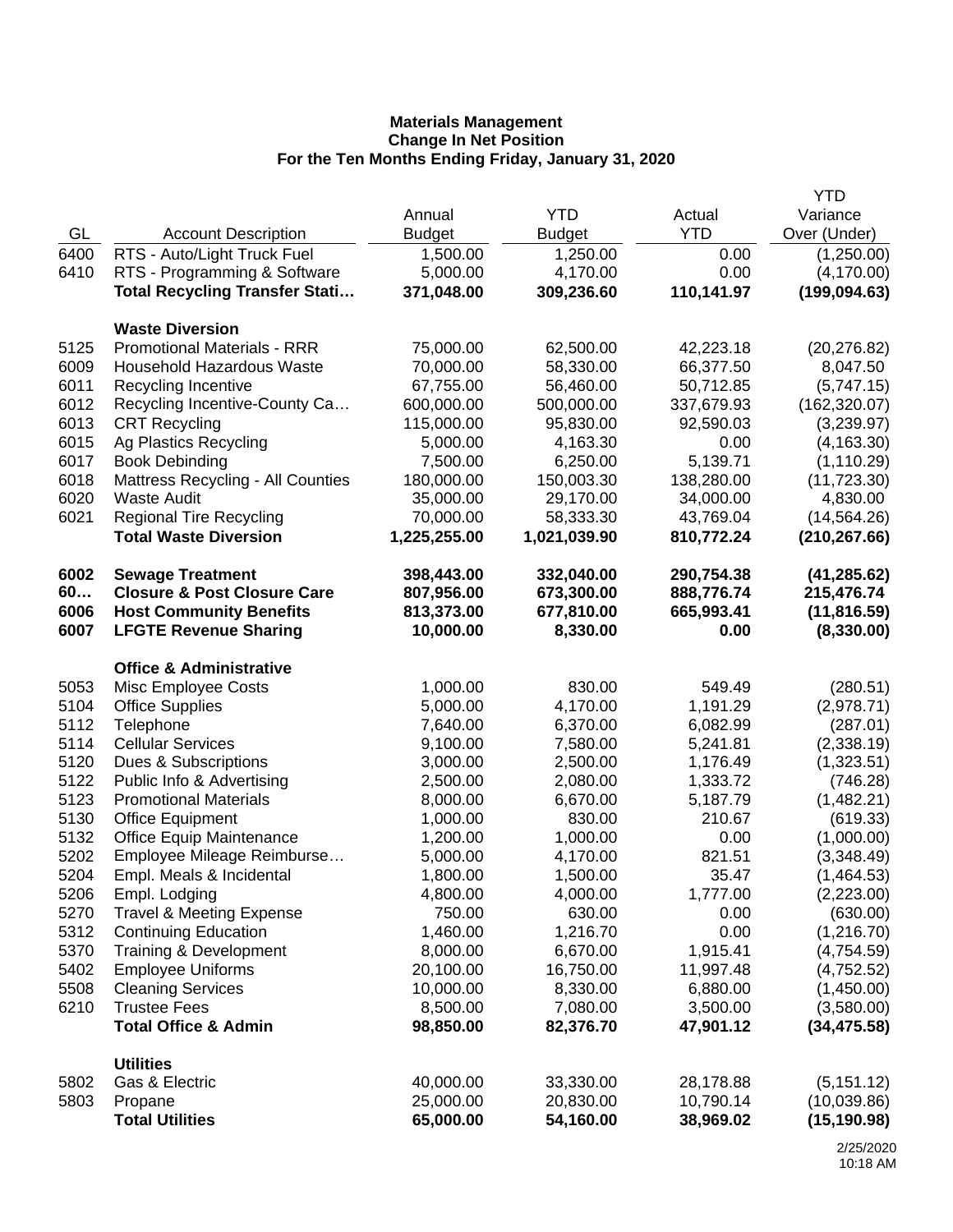**Materials Management**
**Change In Net Position**
**For the Ten Months Ending Friday, January 31, 2020**

| GL | Account Description | Annual Budget | YTD Budget | Actual YTD | YTD Variance Over (Under) |
|---|---|---|---|---|---|
| 6400 | RTS - Auto/Light Truck Fuel | 1,500.00 | 1,250.00 | 0.00 | (1,250.00) |
| 6410 | RTS - Programming & Software | 5,000.00 | 4,170.00 | 0.00 | (4,170.00) |
| | **Total Recycling Transfer Stati…** | **371,048.00** | **309,236.60** | **110,141.97** | **(199,094.63)** |
| | | | | | |
| | **Waste Diversion** | | | | |
| 5125 | Promotional Materials - RRR | 75,000.00 | 62,500.00 | 42,223.18 | (20,276.82) |
| 6009 | Household Hazardous Waste | 70,000.00 | 58,330.00 | 66,377.50 | 8,047.50 |
| 6011 | Recycling Incentive | 67,755.00 | 56,460.00 | 50,712.85 | (5,747.15) |
| 6012 | Recycling Incentive-County Ca… | 600,000.00 | 500,000.00 | 337,679.93 | (162,320.07) |
| 6013 | CRT Recycling | 115,000.00 | 95,830.00 | 92,590.03 | (3,239.97) |
| 6015 | Ag Plastics Recycling | 5,000.00 | 4,163.30 | 0.00 | (4,163.30) |
| 6017 | Book Debinding | 7,500.00 | 6,250.00 | 5,139.71 | (1,110.29) |
| 6018 | Mattress Recycling - All Counties | 180,000.00 | 150,003.30 | 138,280.00 | (11,723.30) |
| 6020 | Waste Audit | 35,000.00 | 29,170.00 | 34,000.00 | 4,830.00 |
| 6021 | Regional Tire Recycling | 70,000.00 | 58,333.30 | 43,769.04 | (14,564.26) |
| | **Total Waste Diversion** | **1,225,255.00** | **1,021,039.90** | **810,772.24** | **(210,267.66)** |
| | | | | | |
| **6002** | **Sewage Treatment** | **398,443.00** | **332,040.00** | **290,754.38** | **(41,285.62)** |
| **60…** | **Closure & Post Closure Care** | **807,956.00** | **673,300.00** | **888,776.74** | **215,476.74** |
| **6006** | **Host Community Benefits** | **813,373.00** | **677,810.00** | **665,993.41** | **(11,816.59)** |
| **6007** | **LFGTE Revenue Sharing** | **10,000.00** | **8,330.00** | **0.00** | **(8,330.00)** |
| | | | | | |
| | **Office & Administrative** | | | | |
| 5053 | Misc Employee Costs | 1,000.00 | 830.00 | 549.49 | (280.51) |
| 5104 | Office Supplies | 5,000.00 | 4,170.00 | 1,191.29 | (2,978.71) |
| 5112 | Telephone | 7,640.00 | 6,370.00 | 6,082.99 | (287.01) |
| 5114 | Cellular Services | 9,100.00 | 7,580.00 | 5,241.81 | (2,338.19) |
| 5120 | Dues & Subscriptions | 3,000.00 | 2,500.00 | 1,176.49 | (1,323.51) |
| 5122 | Public Info & Advertising | 2,500.00 | 2,080.00 | 1,333.72 | (746.28) |
| 5123 | Promotional Materials | 8,000.00 | 6,670.00 | 5,187.79 | (1,482.21) |
| 5130 | Office Equipment | 1,000.00 | 830.00 | 210.67 | (619.33) |
| 5132 | Office Equip Maintenance | 1,200.00 | 1,000.00 | 0.00 | (1,000.00) |
| 5202 | Employee Mileage Reimburse… | 5,000.00 | 4,170.00 | 821.51 | (3,348.49) |
| 5204 | Empl. Meals & Incidental | 1,800.00 | 1,500.00 | 35.47 | (1,464.53) |
| 5206 | Empl. Lodging | 4,800.00 | 4,000.00 | 1,777.00 | (2,223.00) |
| 5270 | Travel & Meeting Expense | 750.00 | 630.00 | 0.00 | (630.00) |
| 5312 | Continuing Education | 1,460.00 | 1,216.70 | 0.00 | (1,216.70) |
| 5370 | Training & Development | 8,000.00 | 6,670.00 | 1,915.41 | (4,754.59) |
| 5402 | Employee Uniforms | 20,100.00 | 16,750.00 | 11,997.48 | (4,752.52) |
| 5508 | Cleaning Services | 10,000.00 | 8,330.00 | 6,880.00 | (1,450.00) |
| 6210 | Trustee Fees | 8,500.00 | 7,080.00 | 3,500.00 | (3,580.00) |
| | **Total Office & Admin** | **98,850.00** | **82,376.70** | **47,901.12** | **(34,475.58)** |
| | | | | | |
| | **Utilities** | | | | |
| 5802 | Gas & Electric | 40,000.00 | 33,330.00 | 28,178.88 | (5,151.12) |
| 5803 | Propane | 25,000.00 | 20,830.00 | 10,790.14 | (10,039.86) |
| | **Total Utilities** | **65,000.00** | **54,160.00** | **38,969.02** | **(15,190.98)** |

2/25/2020
10:18 AM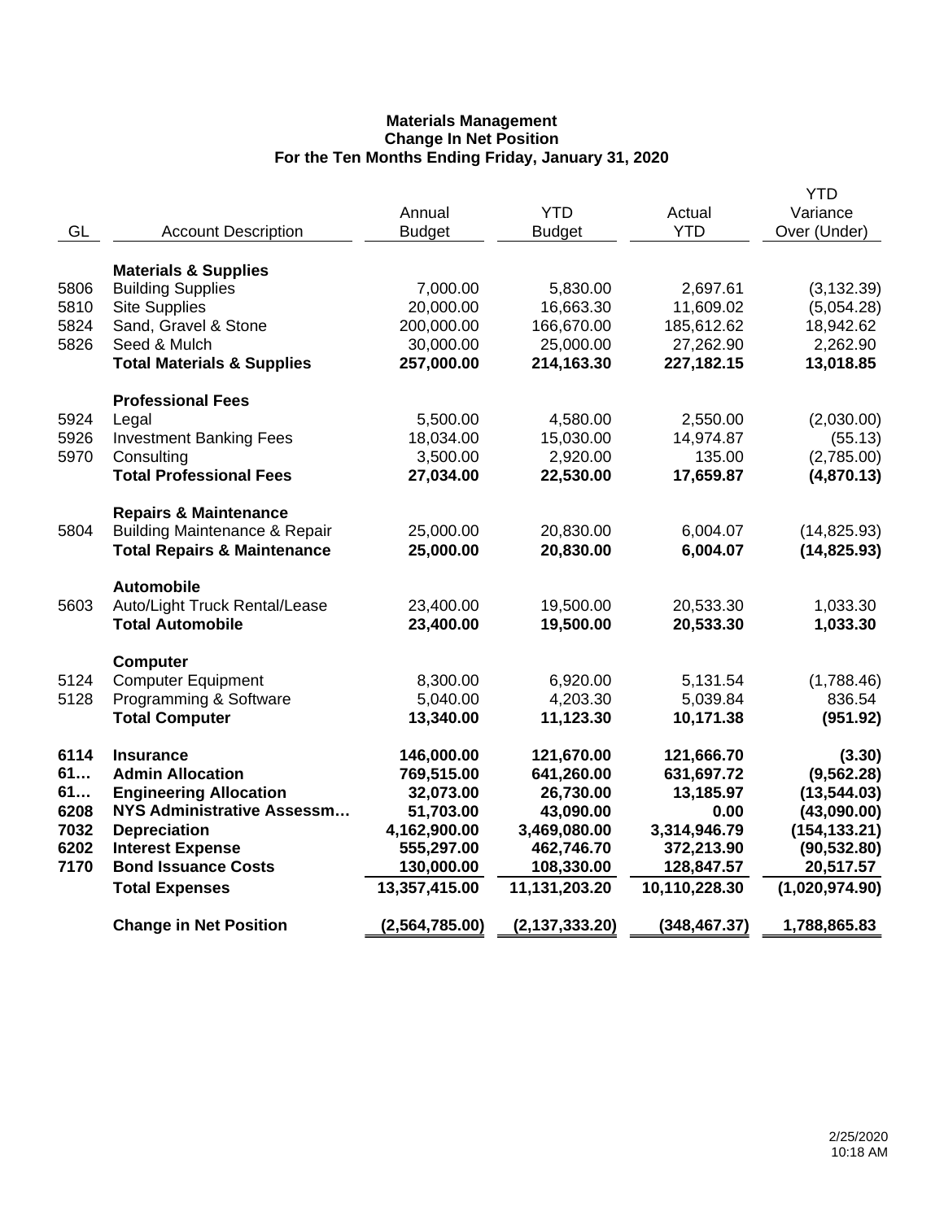**Materials Management**
**Change In Net Position**
**For the Ten Months Ending Friday, January 31, 2020**

| GL | Account Description | Annual Budget | YTD Budget | Actual YTD | YTD Variance Over (Under) |
|---|---|---|---|---|---|
| | **Materials & Supplies** | | | | |
| 5806 | Building Supplies | 7,000.00 | 5,830.00 | 2,697.61 | (3,132.39) |
| 5810 | Site Supplies | 20,000.00 | 16,663.30 | 11,609.02 | (5,054.28) |
| 5824 | Sand, Gravel & Stone | 200,000.00 | 166,670.00 | 185,612.62 | 18,942.62 |
| 5826 | Seed & Mulch | 30,000.00 | 25,000.00 | 27,262.90 | 2,262.90 |
| | **Total Materials & Supplies** | **257,000.00** | **214,163.30** | **227,182.15** | **13,018.85** |
| | **Professional Fees** | | | | |
| 5924 | Legal | 5,500.00 | 4,580.00 | 2,550.00 | (2,030.00) |
| 5926 | Investment Banking Fees | 18,034.00 | 15,030.00 | 14,974.87 | (55.13) |
| 5970 | Consulting | 3,500.00 | 2,920.00 | 135.00 | (2,785.00) |
| | **Total Professional Fees** | **27,034.00** | **22,530.00** | **17,659.87** | **(4,870.13)** |
| | **Repairs & Maintenance** | | | | |
| 5804 | Building Maintenance & Repair | 25,000.00 | 20,830.00 | 6,004.07 | (14,825.93) |
| | **Total Repairs & Maintenance** | **25,000.00** | **20,830.00** | **6,004.07** | **(14,825.93)** |
| | **Automobile** | | | | |
| 5603 | Auto/Light Truck Rental/Lease | 23,400.00 | 19,500.00 | 20,533.30 | 1,033.30 |
| | **Total Automobile** | **23,400.00** | **19,500.00** | **20,533.30** | **1,033.30** |
| | **Computer** | | | | |
| 5124 | Computer Equipment | 8,300.00 | 6,920.00 | 5,131.54 | (1,788.46) |
| 5128 | Programming & Software | 5,040.00 | 4,203.30 | 5,039.84 | 836.54 |
| | **Total Computer** | **13,340.00** | **11,123.30** | **10,171.38** | **(951.92)** |
| **6114** | **Insurance** | **146,000.00** | **121,670.00** | **121,666.70** | **(3.30)** |
| **61…** | **Admin Allocation** | **769,515.00** | **641,260.00** | **631,697.72** | **(9,562.28)** |
| **61…** | **Engineering Allocation** | **32,073.00** | **26,730.00** | **13,185.97** | **(13,544.03)** |
| **6208** | **NYS Administrative Assessm…** | **51,703.00** | **43,090.00** | **0.00** | **(43,090.00)** |
| **7032** | **Depreciation** | **4,162,900.00** | **3,469,080.00** | **3,314,946.79** | **(154,133.21)** |
| **6202** | **Interest Expense** | **555,297.00** | **462,746.70** | **372,213.90** | **(90,532.80)** |
| **7170** | **Bond Issuance Costs** | **130,000.00** | **108,330.00** | **128,847.57** | **20,517.57** |
| | **Total Expenses** | **13,357,415.00** | **11,131,203.20** | **10,110,228.30** | **(1,020,974.90)** |
| | **Change in Net Position** | **(2,564,785.00)** | **(2,137,333.20)** | **(348,467.37)** | **1,788,865.83** |

2/25/2020
10:18 AM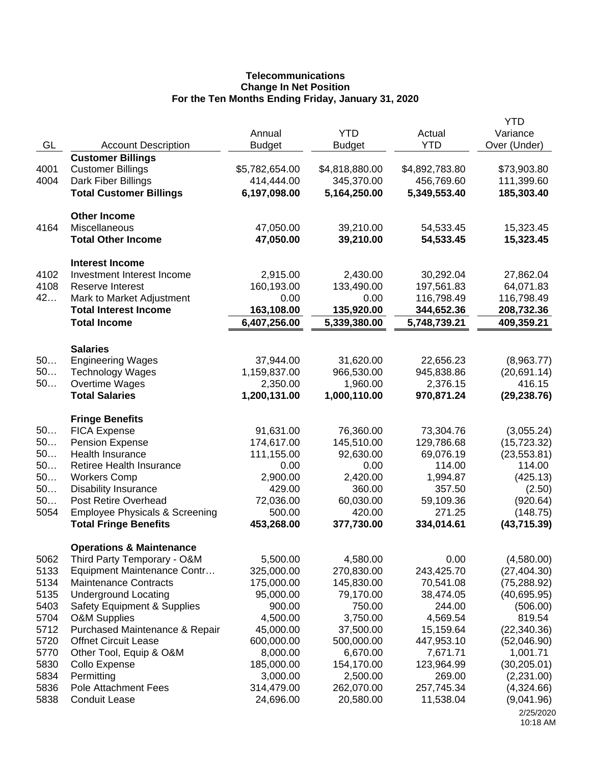**Telecommunications**
**Change In Net Position**
**For the Ten Months Ending Friday, January 31, 2020**

| GL | Account Description | Annual Budget | YTD Budget | Actual YTD | YTD Variance Over (Under) |
|---|---|---|---|---|---|
| | **Customer Billings** | | | | |
| 4001 | Customer Billings | $5,782,654.00 | $4,818,880.00 | $4,892,783.80 | $73,903.80 |
| 4004 | Dark Fiber Billings | 414,444.00 | 345,370.00 | 456,769.60 | 111,399.60 |
| | **Total Customer Billings** | **6,197,098.00** | **5,164,250.00** | **5,349,553.40** | **185,303.40** |
| | **Other Income** | | | | |
| 4164 | Miscellaneous | 47,050.00 | 39,210.00 | 54,533.45 | 15,323.45 |
| | **Total Other Income** | **47,050.00** | **39,210.00** | **54,533.45** | **15,323.45** |
| | **Interest Income** | | | | |
| 4102 | Investment Interest Income | 2,915.00 | 2,430.00 | 30,292.04 | 27,862.04 |
| 4108 | Reserve Interest | 160,193.00 | 133,490.00 | 197,561.83 | 64,071.83 |
| 42… | Mark to Market Adjustment | 0.00 | 0.00 | 116,798.49 | 116,798.49 |
| | **Total Interest Income** | **163,108.00** | **135,920.00** | **344,652.36** | **208,732.36** |
| | **Total Income** | **6,407,256.00** | **5,339,380.00** | **5,748,739.21** | **409,359.21** |
| | **Salaries** | | | | |
| 50… | Engineering Wages | 37,944.00 | 31,620.00 | 22,656.23 | (8,963.77) |
| 50… | Technology Wages | 1,159,837.00 | 966,530.00 | 945,838.86 | (20,691.14) |
| 50… | Overtime Wages | 2,350.00 | 1,960.00 | 2,376.15 | 416.15 |
| | **Total Salaries** | **1,200,131.00** | **1,000,110.00** | **970,871.24** | **(29,238.76)** |
| | **Fringe Benefits** | | | | |
| 50… | FICA Expense | 91,631.00 | 76,360.00 | 73,304.76 | (3,055.24) |
| 50… | Pension Expense | 174,617.00 | 145,510.00 | 129,786.68 | (15,723.32) |
| 50… | Health Insurance | 111,155.00 | 92,630.00 | 69,076.19 | (23,553.81) |
| 50… | Retiree Health Insurance | 0.00 | 0.00 | 114.00 | 114.00 |
| 50… | Workers Comp | 2,900.00 | 2,420.00 | 1,994.87 | (425.13) |
| 50… | Disability Insurance | 429.00 | 360.00 | 357.50 | (2.50) |
| 50… | Post Retire Overhead | 72,036.00 | 60,030.00 | 59,109.36 | (920.64) |
| 5054 | Employee Physicals & Screening | 500.00 | 420.00 | 271.25 | (148.75) |
| | **Total Fringe Benefits** | **453,268.00** | **377,730.00** | **334,014.61** | **(43,715.39)** |
| | **Operations & Maintenance** | | | | |
| 5062 | Third Party Temporary - O&M | 5,500.00 | 4,580.00 | 0.00 | (4,580.00) |
| 5133 | Equipment Maintenance Contr… | 325,000.00 | 270,830.00 | 243,425.70 | (27,404.30) |
| 5134 | Maintenance Contracts | 175,000.00 | 145,830.00 | 70,541.08 | (75,288.92) |
| 5135 | Underground Locating | 95,000.00 | 79,170.00 | 38,474.05 | (40,695.95) |
| 5403 | Safety Equipment & Supplies | 900.00 | 750.00 | 244.00 | (506.00) |
| 5704 | O&M Supplies | 4,500.00 | 3,750.00 | 4,569.54 | 819.54 |
| 5712 | Purchased Maintenance & Repair | 45,000.00 | 37,500.00 | 15,159.64 | (22,340.36) |
| 5720 | Offnet Circuit Lease | 600,000.00 | 500,000.00 | 447,953.10 | (52,046.90) |
| 5770 | Other Tool, Equip & O&M | 8,000.00 | 6,670.00 | 7,671.71 | 1,001.71 |
| 5830 | Collo Expense | 185,000.00 | 154,170.00 | 123,964.99 | (30,205.01) |
| 5834 | Permitting | 3,000.00 | 2,500.00 | 269.00 | (2,231.00) |
| 5836 | Pole Attachment Fees | 314,479.00 | 262,070.00 | 257,745.34 | (4,324.66) |
| 5838 | Conduit Lease | 24,696.00 | 20,580.00 | 11,538.04 | (9,041.96) |

2/25/2020
10:18 AM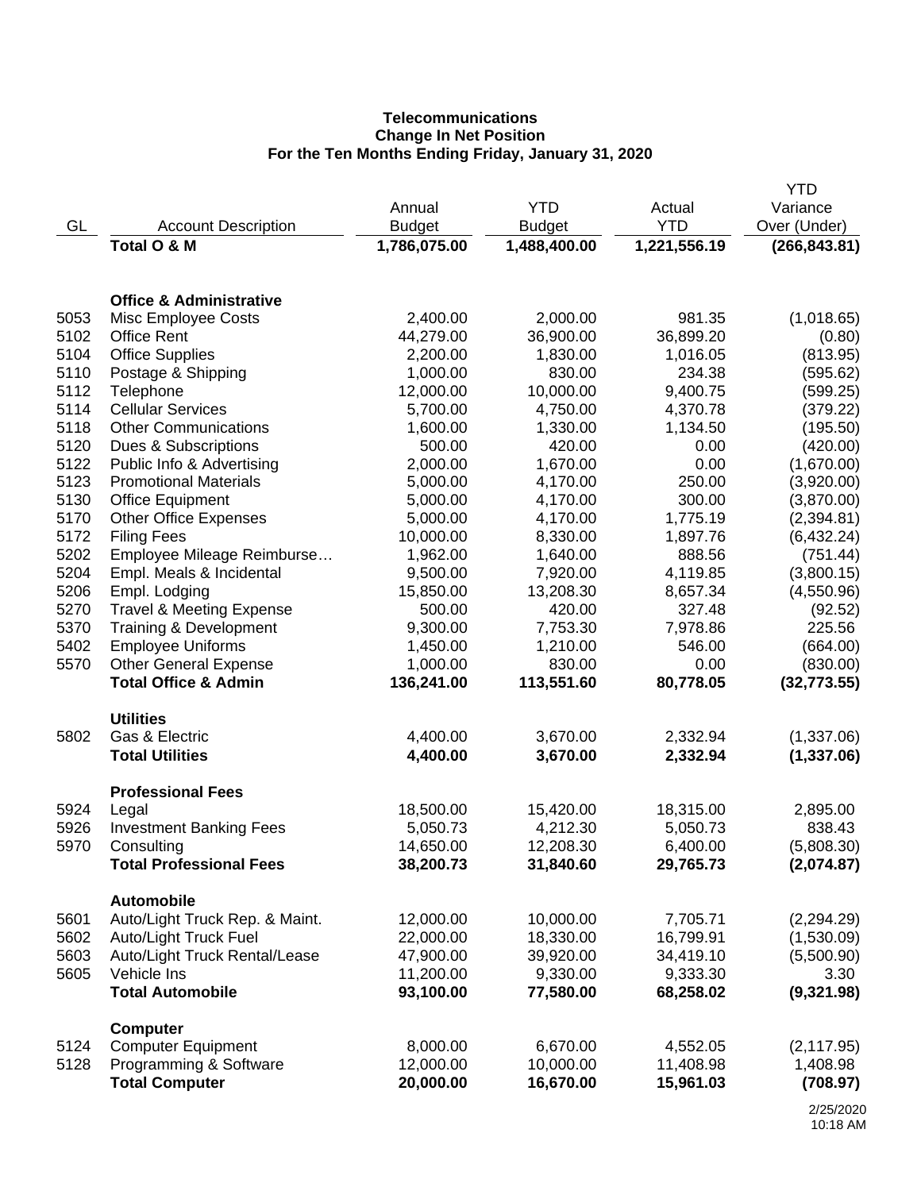**Telecommunications**
**Change In Net Position**
**For the Ten Months Ending Friday, January 31, 2020**

| GL | Account Description | Annual Budget | YTD Budget | Actual YTD | YTD Variance Over (Under) |
|---|---|---|---|---|---|
| | **Total O & M** | **1,786,075.00** | **1,488,400.00** | **1,221,556.19** | **(266,843.81)** |
| | | | | | |
| | **Office & Administrative** | | | | |
| 5053 | Misc Employee Costs | 2,400.00 | 2,000.00 | 981.35 | (1,018.65) |
| 5102 | Office Rent | 44,279.00 | 36,900.00 | 36,899.20 | (0.80) |
| 5104 | Office Supplies | 2,200.00 | 1,830.00 | 1,016.05 | (813.95) |
| 5110 | Postage & Shipping | 1,000.00 | 830.00 | 234.38 | (595.62) |
| 5112 | Telephone | 12,000.00 | 10,000.00 | 9,400.75 | (599.25) |
| 5114 | Cellular Services | 5,700.00 | 4,750.00 | 4,370.78 | (379.22) |
| 5118 | Other Communications | 1,600.00 | 1,330.00 | 1,134.50 | (195.50) |
| 5120 | Dues & Subscriptions | 500.00 | 420.00 | 0.00 | (420.00) |
| 5122 | Public Info & Advertising | 2,000.00 | 1,670.00 | 0.00 | (1,670.00) |
| 5123 | Promotional Materials | 5,000.00 | 4,170.00 | 250.00 | (3,920.00) |
| 5130 | Office Equipment | 5,000.00 | 4,170.00 | 300.00 | (3,870.00) |
| 5170 | Other Office Expenses | 5,000.00 | 4,170.00 | 1,775.19 | (2,394.81) |
| 5172 | Filing Fees | 10,000.00 | 8,330.00 | 1,897.76 | (6,432.24) |
| 5202 | Employee Mileage Reimburse… | 1,962.00 | 1,640.00 | 888.56 | (751.44) |
| 5204 | Empl. Meals & Incidental | 9,500.00 | 7,920.00 | 4,119.85 | (3,800.15) |
| 5206 | Empl. Lodging | 15,850.00 | 13,208.30 | 8,657.34 | (4,550.96) |
| 5270 | Travel & Meeting Expense | 500.00 | 420.00 | 327.48 | (92.52) |
| 5370 | Training & Development | 9,300.00 | 7,753.30 | 7,978.86 | 225.56 |
| 5402 | Employee Uniforms | 1,450.00 | 1,210.00 | 546.00 | (664.00) |
| 5570 | Other General Expense | 1,000.00 | 830.00 | 0.00 | (830.00) |
| | **Total Office & Admin** | **136,241.00** | **113,551.60** | **80,778.05** | **(32,773.55)** |
| | | | | | |
| | **Utilities** | | | | |
| 5802 | Gas & Electric | 4,400.00 | 3,670.00 | 2,332.94 | (1,337.06) |
| | **Total Utilities** | **4,400.00** | **3,670.00** | **2,332.94** | **(1,337.06)** |
| | | | | | |
| | **Professional Fees** | | | | |
| 5924 | Legal | 18,500.00 | 15,420.00 | 18,315.00 | 2,895.00 |
| 5926 | Investment Banking Fees | 5,050.73 | 4,212.30 | 5,050.73 | 838.43 |
| 5970 | Consulting | 14,650.00 | 12,208.30 | 6,400.00 | (5,808.30) |
| | **Total Professional Fees** | **38,200.73** | **31,840.60** | **29,765.73** | **(2,074.87)** |
| | | | | | |
| | **Automobile** | | | | |
| 5601 | Auto/Light Truck Rep. & Maint. | 12,000.00 | 10,000.00 | 7,705.71 | (2,294.29) |
| 5602 | Auto/Light Truck Fuel | 22,000.00 | 18,330.00 | 16,799.91 | (1,530.09) |
| 5603 | Auto/Light Truck Rental/Lease | 47,900.00 | 39,920.00 | 34,419.10 | (5,500.90) |
| 5605 | Vehicle Ins | 11,200.00 | 9,330.00 | 9,333.30 | 3.30 |
| | **Total Automobile** | **93,100.00** | **77,580.00** | **68,258.02** | **(9,321.98)** |
| | | | | | |
| | **Computer** | | | | |
| 5124 | Computer Equipment | 8,000.00 | 6,670.00 | 4,552.05 | (2,117.95) |
| 5128 | Programming & Software | 12,000.00 | 10,000.00 | 11,408.98 | 1,408.98 |
| | **Total Computer** | **20,000.00** | **16,670.00** | **15,961.03** | **(708.97)** |

2/25/2020
10:18 AM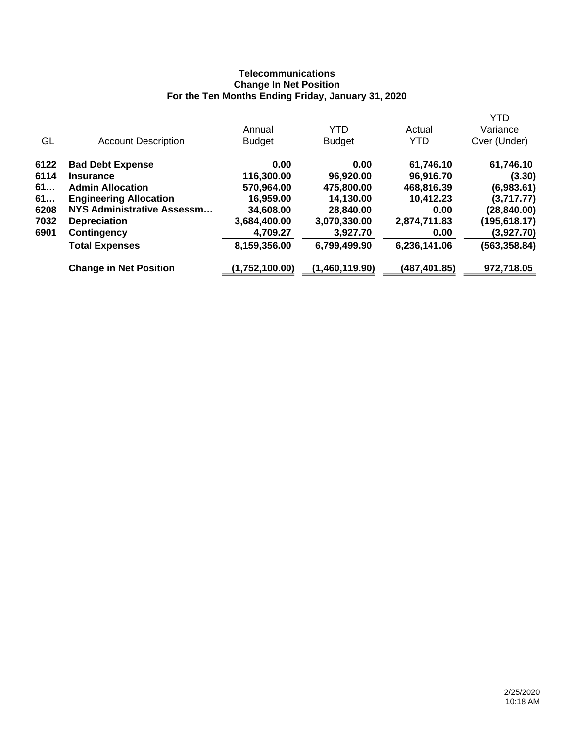**Telecommunications**
**Change In Net Position**
**For the Ten Months Ending Friday, January 31, 2020**

| GL | Account Description | Annual Budget | YTD Budget | Actual YTD | YTD Variance Over (Under) |
|---|---|---|---|---|---|
| **6122** | **Bad Debt Expense** | **0.00** | **0.00** | **61,746.10** | **61,746.10** |
| **6114** | **Insurance** | **116,300.00** | **96,920.00** | **96,916.70** | **(3.30)** |
| **61…** | **Admin Allocation** | **570,964.00** | **475,800.00** | **468,816.39** | **(6,983.61)** |
| **61…** | **Engineering Allocation** | **16,959.00** | **14,130.00** | **10,412.23** | **(3,717.77)** |
| **6208** | **NYS Administrative Assessm…** | **34,608.00** | **28,840.00** | **0.00** | **(28,840.00)** |
| **7032** | **Depreciation** | **3,684,400.00** | **3,070,330.00** | **2,874,711.83** | **(195,618.17)** |
| **6901** | **Contingency** | **4,709.27** | **3,927.70** | **0.00** | **(3,927.70)** |
| | **Total Expenses** | **8,159,356.00** | **6,799,499.90** | **6,236,141.06** | **(563,358.84)** |
| | **Change in Net Position** | **(1,752,100.00)** | **(1,460,119.90)** | **(487,401.85)** | **972,718.05** |

2/25/2020
10:18 AM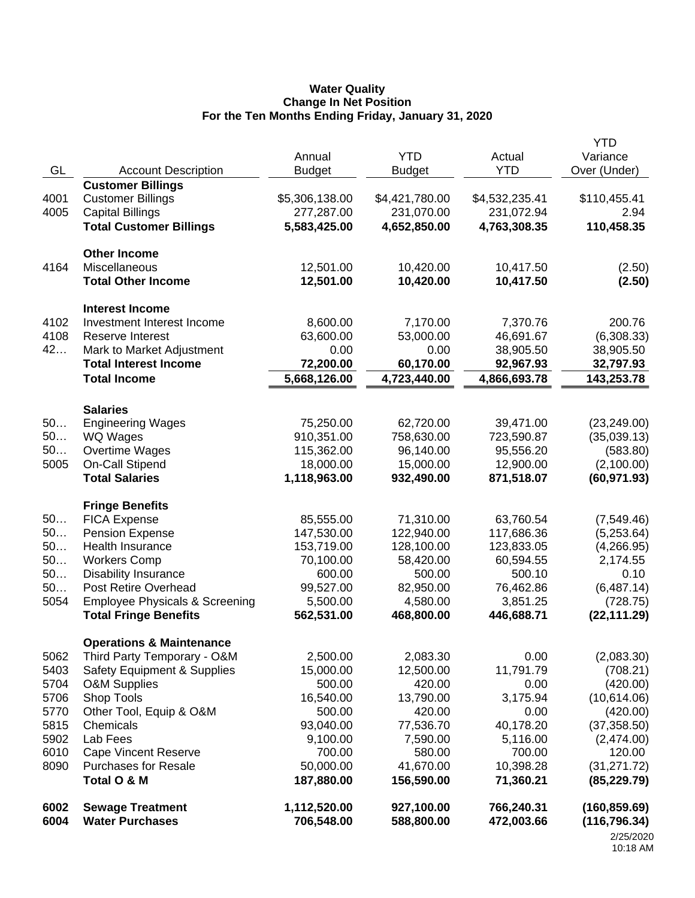**Water Quality**
**Change In Net Position**
**For the Ten Months Ending Friday, January 31, 2020**

| GL | Account Description | Annual Budget | YTD Budget | Actual YTD | YTD Variance Over (Under) |
|---|---|---|---|---|---|
| | **Customer Billings** | | | | |
| 4001 | Customer Billings | $5,306,138.00 | $4,421,780.00 | $4,532,235.41 | $110,455.41 |
| 4005 | Capital Billings | 277,287.00 | 231,070.00 | 231,072.94 | 2.94 |
| | **Total Customer Billings** | **5,583,425.00** | **4,652,850.00** | **4,763,308.35** | **110,458.35** |
| | **Other Income** | | | | |
| 4164 | Miscellaneous | 12,501.00 | 10,420.00 | 10,417.50 | (2.50) |
| | **Total Other Income** | **12,501.00** | **10,420.00** | **10,417.50** | **(2.50)** |
| | **Interest Income** | | | | |
| 4102 | Investment Interest Income | 8,600.00 | 7,170.00 | 7,370.76 | 200.76 |
| 4108 | Reserve Interest | 63,600.00 | 53,000.00 | 46,691.67 | (6,308.33) |
| 42… | Mark to Market Adjustment | 0.00 | 0.00 | 38,905.50 | 38,905.50 |
| | **Total Interest Income** | **72,200.00** | **60,170.00** | **92,967.93** | **32,797.93** |
| | **Total Income** | **5,668,126.00** | **4,723,440.00** | **4,866,693.78** | **143,253.78** |
| | **Salaries** | | | | |
| 50… | Engineering Wages | 75,250.00 | 62,720.00 | 39,471.00 | (23,249.00) |
| 50… | WQ Wages | 910,351.00 | 758,630.00 | 723,590.87 | (35,039.13) |
| 50… | Overtime Wages | 115,362.00 | 96,140.00 | 95,556.20 | (583.80) |
| 5005 | On-Call Stipend | 18,000.00 | 15,000.00 | 12,900.00 | (2,100.00) |
| | **Total Salaries** | **1,118,963.00** | **932,490.00** | **871,518.07** | **(60,971.93)** |
| | **Fringe Benefits** | | | | |
| 50… | FICA Expense | 85,555.00 | 71,310.00 | 63,760.54 | (7,549.46) |
| 50… | Pension Expense | 147,530.00 | 122,940.00 | 117,686.36 | (5,253.64) |
| 50… | Health Insurance | 153,719.00 | 128,100.00 | 123,833.05 | (4,266.95) |
| 50… | Workers Comp | 70,100.00 | 58,420.00 | 60,594.55 | 2,174.55 |
| 50… | Disability Insurance | 600.00 | 500.00 | 500.10 | 0.10 |
| 50… | Post Retire Overhead | 99,527.00 | 82,950.00 | 76,462.86 | (6,487.14) |
| 5054 | Employee Physicals & Screening | 5,500.00 | 4,580.00 | 3,851.25 | (728.75) |
| | **Total Fringe Benefits** | **562,531.00** | **468,800.00** | **446,688.71** | **(22,111.29)** |
| | **Operations & Maintenance** | | | | |
| 5062 | Third Party Temporary - O&M | 2,500.00 | 2,083.30 | 0.00 | (2,083.30) |
| 5403 | Safety Equipment & Supplies | 15,000.00 | 12,500.00 | 11,791.79 | (708.21) |
| 5704 | O&M Supplies | 500.00 | 420.00 | 0.00 | (420.00) |
| 5706 | Shop Tools | 16,540.00 | 13,790.00 | 3,175.94 | (10,614.06) |
| 5770 | Other Tool, Equip & O&M | 500.00 | 420.00 | 0.00 | (420.00) |
| 5815 | Chemicals | 93,040.00 | 77,536.70 | 40,178.20 | (37,358.50) |
| 5902 | Lab Fees | 9,100.00 | 7,590.00 | 5,116.00 | (2,474.00) |
| 6010 | Cape Vincent Reserve | 700.00 | 580.00 | 700.00 | 120.00 |
| 8090 | Purchases for Resale | 50,000.00 | 41,670.00 | 10,398.28 | (31,271.72) |
| | **Total O & M** | **187,880.00** | **156,590.00** | **71,360.21** | **(85,229.79)** |
| **6002** | **Sewage Treatment** | **1,112,520.00** | **927,100.00** | **766,240.31** | **(160,859.69)** |
| **6004** | **Water Purchases** | **706,548.00** | **588,800.00** | **472,003.66** | **(116,796.34)** |

2/25/2020
10:18 AM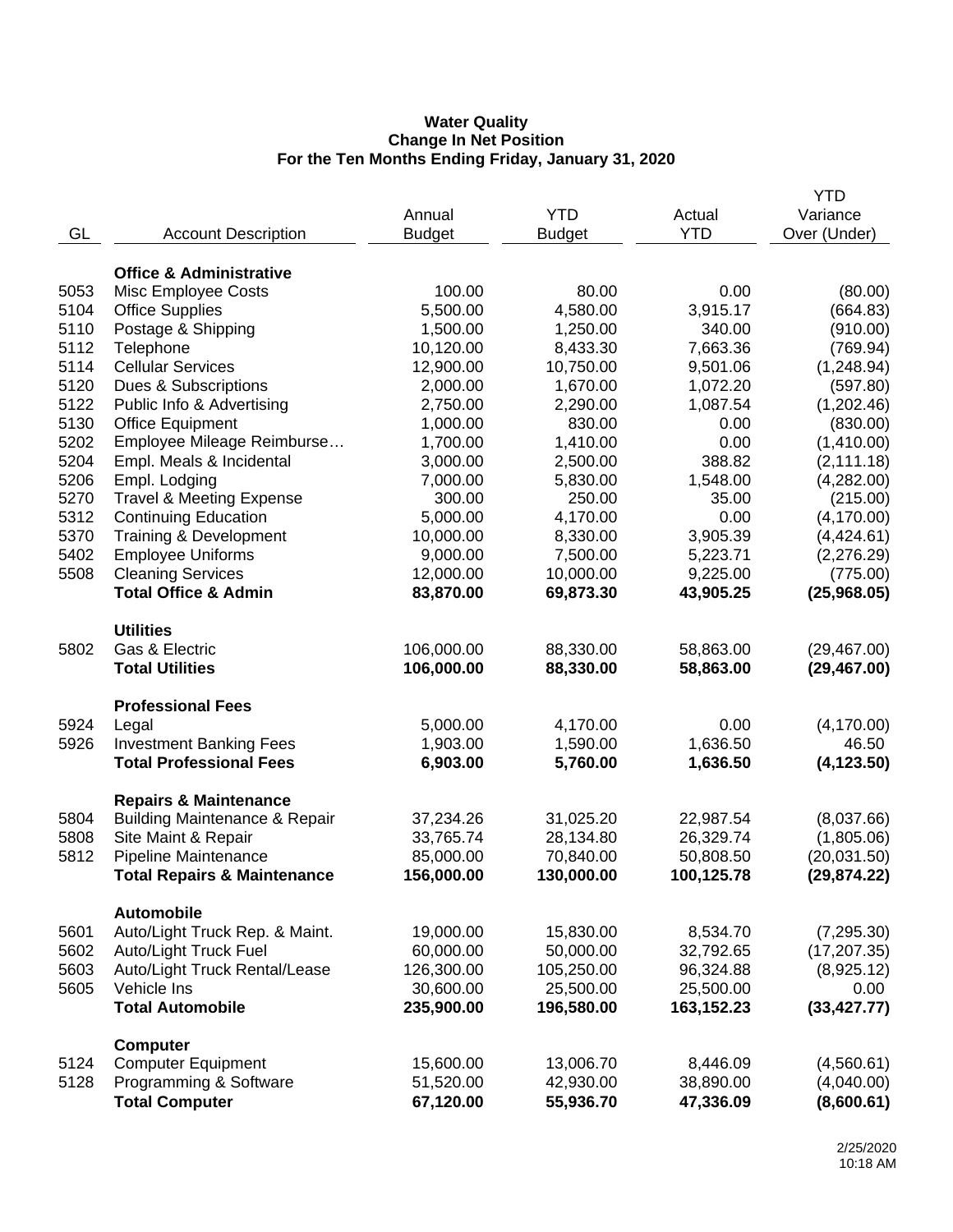**Water Quality**
**Change In Net Position**
**For the Ten Months Ending Friday, January 31, 2020**

| GL | Account Description | Annual Budget | YTD Budget | Actual YTD | YTD Variance Over (Under) |
|---|---|---|---|---|---|
| | **Office & Administrative** | | | | |
| 5053 | Misc Employee Costs | 100.00 | 80.00 | 0.00 | (80.00) |
| 5104 | Office Supplies | 5,500.00 | 4,580.00 | 3,915.17 | (664.83) |
| 5110 | Postage & Shipping | 1,500.00 | 1,250.00 | 340.00 | (910.00) |
| 5112 | Telephone | 10,120.00 | 8,433.30 | 7,663.36 | (769.94) |
| 5114 | Cellular Services | 12,900.00 | 10,750.00 | 9,501.06 | (1,248.94) |
| 5120 | Dues & Subscriptions | 2,000.00 | 1,670.00 | 1,072.20 | (597.80) |
| 5122 | Public Info & Advertising | 2,750.00 | 2,290.00 | 1,087.54 | (1,202.46) |
| 5130 | Office Equipment | 1,000.00 | 830.00 | 0.00 | (830.00) |
| 5202 | Employee Mileage Reimburse… | 1,700.00 | 1,410.00 | 0.00 | (1,410.00) |
| 5204 | Empl. Meals & Incidental | 3,000.00 | 2,500.00 | 388.82 | (2,111.18) |
| 5206 | Empl. Lodging | 7,000.00 | 5,830.00 | 1,548.00 | (4,282.00) |
| 5270 | Travel & Meeting Expense | 300.00 | 250.00 | 35.00 | (215.00) |
| 5312 | Continuing Education | 5,000.00 | 4,170.00 | 0.00 | (4,170.00) |
| 5370 | Training & Development | 10,000.00 | 8,330.00 | 3,905.39 | (4,424.61) |
| 5402 | Employee Uniforms | 9,000.00 | 7,500.00 | 5,223.71 | (2,276.29) |
| 5508 | Cleaning Services | 12,000.00 | 10,000.00 | 9,225.00 | (775.00) |
| | **Total Office & Admin** | **83,870.00** | **69,873.30** | **43,905.25** | **(25,968.05)** |
| | **Utilities** | | | | |
| 5802 | Gas & Electric | 106,000.00 | 88,330.00 | 58,863.00 | (29,467.00) |
| | **Total Utilities** | **106,000.00** | **88,330.00** | **58,863.00** | **(29,467.00)** |
| | **Professional Fees** | | | | |
| 5924 | Legal | 5,000.00 | 4,170.00 | 0.00 | (4,170.00) |
| 5926 | Investment Banking Fees | 1,903.00 | 1,590.00 | 1,636.50 | 46.50 |
| | **Total Professional Fees** | **6,903.00** | **5,760.00** | **1,636.50** | **(4,123.50)** |
| | **Repairs & Maintenance** | | | | |
| 5804 | Building Maintenance & Repair | 37,234.26 | 31,025.20 | 22,987.54 | (8,037.66) |
| 5808 | Site Maint & Repair | 33,765.74 | 28,134.80 | 26,329.74 | (1,805.06) |
| 5812 | Pipeline Maintenance | 85,000.00 | 70,840.00 | 50,808.50 | (20,031.50) |
| | **Total Repairs & Maintenance** | **156,000.00** | **130,000.00** | **100,125.78** | **(29,874.22)** |
| | **Automobile** | | | | |
| 5601 | Auto/Light Truck Rep. & Maint. | 19,000.00 | 15,830.00 | 8,534.70 | (7,295.30) |
| 5602 | Auto/Light Truck Fuel | 60,000.00 | 50,000.00 | 32,792.65 | (17,207.35) |
| 5603 | Auto/Light Truck Rental/Lease | 126,300.00 | 105,250.00 | 96,324.88 | (8,925.12) |
| 5605 | Vehicle Ins | 30,600.00 | 25,500.00 | 25,500.00 | 0.00 |
| | **Total Automobile** | **235,900.00** | **196,580.00** | **163,152.23** | **(33,427.77)** |
| | **Computer** | | | | |
| 5124 | Computer Equipment | 15,600.00 | 13,006.70 | 8,446.09 | (4,560.61) |
| 5128 | Programming & Software | 51,520.00 | 42,930.00 | 38,890.00 | (4,040.00) |
| | **Total Computer** | **67,120.00** | **55,936.70** | **47,336.09** | **(8,600.61)** |

2/25/2020
10:18 AM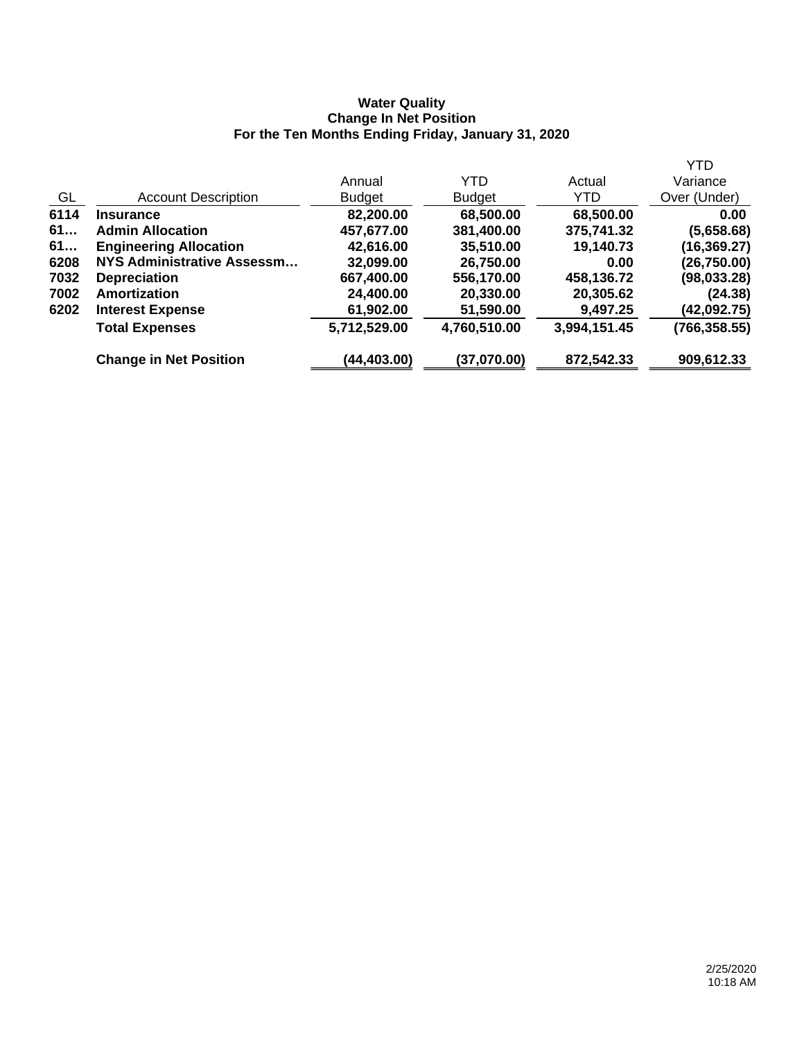**Water Quality**
**Change In Net Position**
**For the Ten Months Ending Friday, January 31, 2020**

| GL | Account Description | Annual Budget | YTD Budget | Actual YTD | YTD Variance Over (Under) |
|---|---|---|---|---|---|
| **6114** | **Insurance** | **82,200.00** | **68,500.00** | **68,500.00** | **0.00** |
| **61…** | **Admin Allocation** | **457,677.00** | **381,400.00** | **375,741.32** | **(5,658.68)** |
| **61…** | **Engineering Allocation** | **42,616.00** | **35,510.00** | **19,140.73** | **(16,369.27)** |
| **6208** | **NYS Administrative Assessm…** | **32,099.00** | **26,750.00** | **0.00** | **(26,750.00)** |
| **7032** | **Depreciation** | **667,400.00** | **556,170.00** | **458,136.72** | **(98,033.28)** |
| **7002** | **Amortization** | **24,400.00** | **20,330.00** | **20,305.62** | **(24.38)** |
| **6202** | **Interest Expense** | **61,902.00** | **51,590.00** | **9,497.25** | **(42,092.75)** |
| | **Total Expenses** | **5,712,529.00** | **4,760,510.00** | **3,994,151.45** | **(766,358.55)** |
| | **Change in Net Position** | **(44,403.00)** | **(37,070.00)** | **872,542.33** | **909,612.33** |

2/25/2020
10:18 AM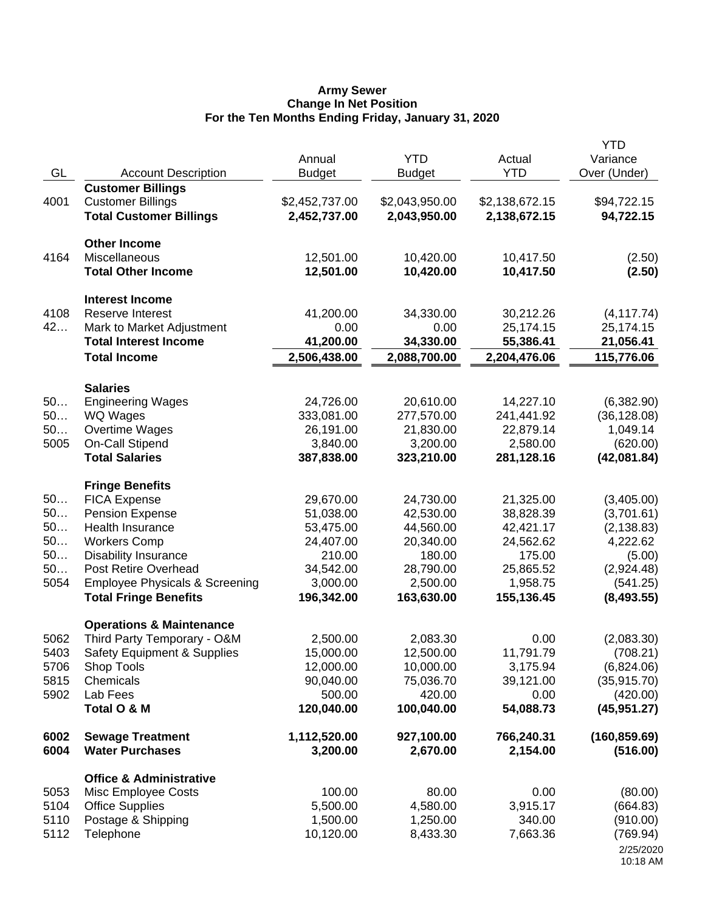**Army Sewer**
**Change In Net Position**
**For the Ten Months Ending Friday, January 31, 2020**

| GL | Account Description | Annual Budget | YTD Budget | Actual YTD | YTD Variance Over (Under) |
|---|---|---|---|---|---|
| | **Customer Billings** | | | | |
| 4001 | Customer Billings | $2,452,737.00 | $2,043,950.00 | $2,138,672.15 | $94,722.15 |
| | **Total Customer Billings** | **2,452,737.00** | **2,043,950.00** | **2,138,672.15** | **94,722.15** |
| | **Other Income** | | | | |
| 4164 | Miscellaneous | 12,501.00 | 10,420.00 | 10,417.50 | (2.50) |
| | **Total Other Income** | **12,501.00** | **10,420.00** | **10,417.50** | **(2.50)** |
| | **Interest Income** | | | | |
| 4108 | Reserve Interest | 41,200.00 | 34,330.00 | 30,212.26 | (4,117.74) |
| 42… | Mark to Market Adjustment | 0.00 | 0.00 | 25,174.15 | 25,174.15 |
| | **Total Interest Income** | **41,200.00** | **34,330.00** | **55,386.41** | **21,056.41** |
| | **Total Income** | **2,506,438.00** | **2,088,700.00** | **2,204,476.06** | **115,776.06** |
| | **Salaries** | | | | |
| 50… | Engineering Wages | 24,726.00 | 20,610.00 | 14,227.10 | (6,382.90) |
| 50… | WQ Wages | 333,081.00 | 277,570.00 | 241,441.92 | (36,128.08) |
| 50… | Overtime Wages | 26,191.00 | 21,830.00 | 22,879.14 | 1,049.14 |
| 5005 | On-Call Stipend | 3,840.00 | 3,200.00 | 2,580.00 | (620.00) |
| | **Total Salaries** | **387,838.00** | **323,210.00** | **281,128.16** | **(42,081.84)** |
| | **Fringe Benefits** | | | | |
| 50… | FICA Expense | 29,670.00 | 24,730.00 | 21,325.00 | (3,405.00) |
| 50… | Pension Expense | 51,038.00 | 42,530.00 | 38,828.39 | (3,701.61) |
| 50… | Health Insurance | 53,475.00 | 44,560.00 | 42,421.17 | (2,138.83) |
| 50… | Workers Comp | 24,407.00 | 20,340.00 | 24,562.62 | 4,222.62 |
| 50… | Disability Insurance | 210.00 | 180.00 | 175.00 | (5.00) |
| 50… | Post Retire Overhead | 34,542.00 | 28,790.00 | 25,865.52 | (2,924.48) |
| 5054 | Employee Physicals & Screening | 3,000.00 | 2,500.00 | 1,958.75 | (541.25) |
| | **Total Fringe Benefits** | **196,342.00** | **163,630.00** | **155,136.45** | **(8,493.55)** |
| | **Operations & Maintenance** | | | | |
| 5062 | Third Party Temporary - O&M | 2,500.00 | 2,083.30 | 0.00 | (2,083.30) |
| 5403 | Safety Equipment & Supplies | 15,000.00 | 12,500.00 | 11,791.79 | (708.21) |
| 5706 | Shop Tools | 12,000.00 | 10,000.00 | 3,175.94 | (6,824.06) |
| 5815 | Chemicals | 90,040.00 | 75,036.70 | 39,121.00 | (35,915.70) |
| 5902 | Lab Fees | 500.00 | 420.00 | 0.00 | (420.00) |
| | **Total O & M** | **120,040.00** | **100,040.00** | **54,088.73** | **(45,951.27)** |
| **6002** | **Sewage Treatment** | **1,112,520.00** | **927,100.00** | **766,240.31** | **(160,859.69)** |
| **6004** | **Water Purchases** | **3,200.00** | **2,670.00** | **2,154.00** | **(516.00)** |
| | **Office & Administrative** | | | | |
| 5053 | Misc Employee Costs | 100.00 | 80.00 | 0.00 | (80.00) |
| 5104 | Office Supplies | 5,500.00 | 4,580.00 | 3,915.17 | (664.83) |
| 5110 | Postage & Shipping | 1,500.00 | 1,250.00 | 340.00 | (910.00) |
| 5112 | Telephone | 10,120.00 | 8,433.30 | 7,663.36 | (769.94) |

2/25/2020
10:18 AM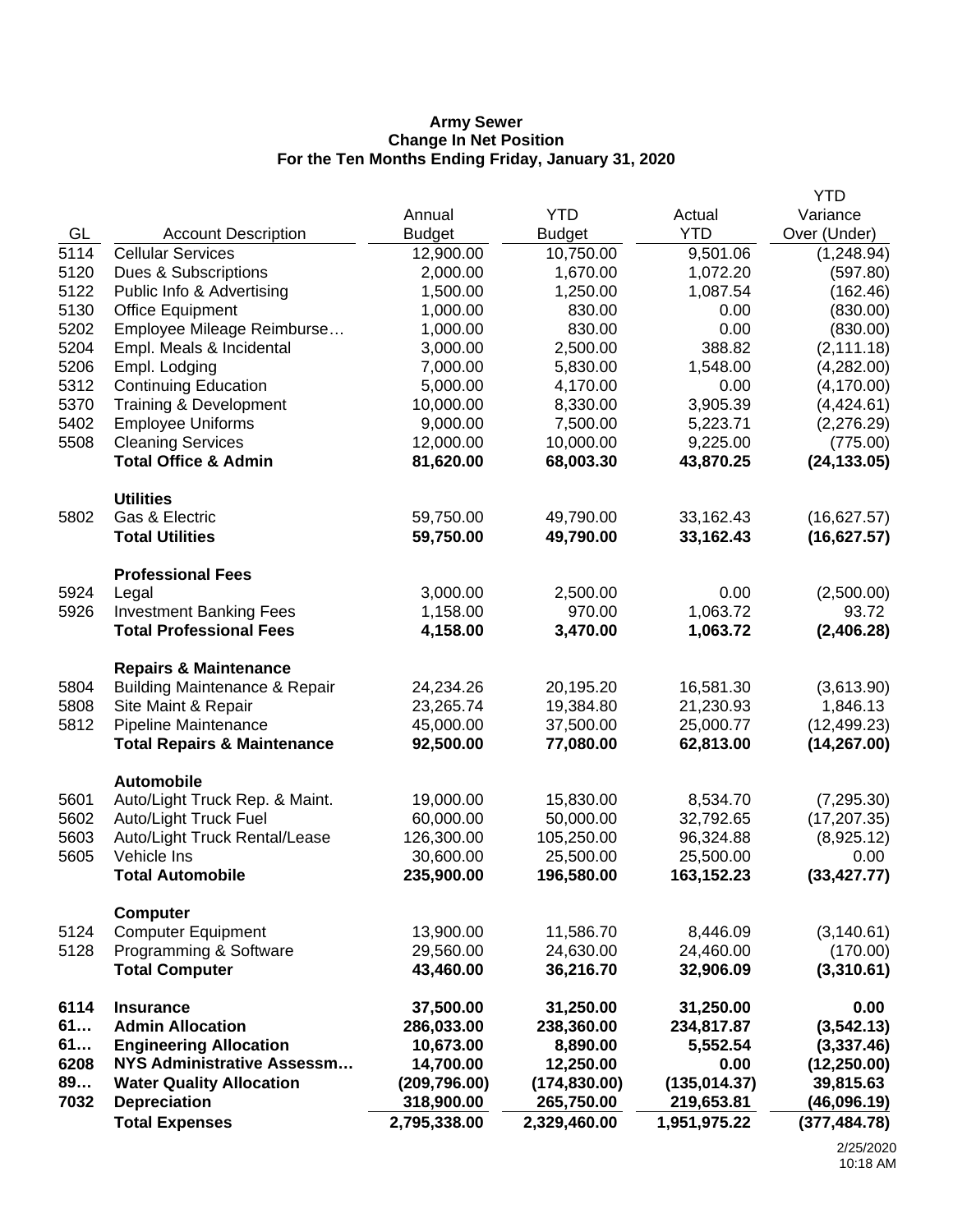**Army Sewer**
**Change In Net Position**
**For the Ten Months Ending Friday, January 31, 2020**

| GL | Account Description | Annual Budget | YTD Budget | Actual YTD | YTD Variance Over (Under) |
|---|---|---|---|---|---|
| 5114 | Cellular Services | 12,900.00 | 10,750.00 | 9,501.06 | (1,248.94) |
| 5120 | Dues & Subscriptions | 2,000.00 | 1,670.00 | 1,072.20 | (597.80) |
| 5122 | Public Info & Advertising | 1,500.00 | 1,250.00 | 1,087.54 | (162.46) |
| 5130 | Office Equipment | 1,000.00 | 830.00 | 0.00 | (830.00) |
| 5202 | Employee Mileage Reimburse… | 1,000.00 | 830.00 | 0.00 | (830.00) |
| 5204 | Empl. Meals & Incidental | 3,000.00 | 2,500.00 | 388.82 | (2,111.18) |
| 5206 | Empl. Lodging | 7,000.00 | 5,830.00 | 1,548.00 | (4,282.00) |
| 5312 | Continuing Education | 5,000.00 | 4,170.00 | 0.00 | (4,170.00) |
| 5370 | Training & Development | 10,000.00 | 8,330.00 | 3,905.39 | (4,424.61) |
| 5402 | Employee Uniforms | 9,000.00 | 7,500.00 | 5,223.71 | (2,276.29) |
| 5508 | Cleaning Services | 12,000.00 | 10,000.00 | 9,225.00 | (775.00) |
| | **Total Office & Admin** | **81,620.00** | **68,003.30** | **43,870.25** | **(24,133.05)** |
| | **Utilities** | | | | |
| 5802 | Gas & Electric | 59,750.00 | 49,790.00 | 33,162.43 | (16,627.57) |
| | **Total Utilities** | **59,750.00** | **49,790.00** | **33,162.43** | **(16,627.57)** |
| | **Professional Fees** | | | | |
| 5924 | Legal | 3,000.00 | 2,500.00 | 0.00 | (2,500.00) |
| 5926 | Investment Banking Fees | 1,158.00 | 970.00 | 1,063.72 | 93.72 |
| | **Total Professional Fees** | **4,158.00** | **3,470.00** | **1,063.72** | **(2,406.28)** |
| | **Repairs & Maintenance** | | | | |
| 5804 | Building Maintenance & Repair | 24,234.26 | 20,195.20 | 16,581.30 | (3,613.90) |
| 5808 | Site Maint & Repair | 23,265.74 | 19,384.80 | 21,230.93 | 1,846.13 |
| 5812 | Pipeline Maintenance | 45,000.00 | 37,500.00 | 25,000.77 | (12,499.23) |
| | **Total Repairs & Maintenance** | **92,500.00** | **77,080.00** | **62,813.00** | **(14,267.00)** |
| | **Automobile** | | | | |
| 5601 | Auto/Light Truck Rep. & Maint. | 19,000.00 | 15,830.00 | 8,534.70 | (7,295.30) |
| 5602 | Auto/Light Truck Fuel | 60,000.00 | 50,000.00 | 32,792.65 | (17,207.35) |
| 5603 | Auto/Light Truck Rental/Lease | 126,300.00 | 105,250.00 | 96,324.88 | (8,925.12) |
| 5605 | Vehicle Ins | 30,600.00 | 25,500.00 | 25,500.00 | 0.00 |
| | **Total Automobile** | **235,900.00** | **196,580.00** | **163,152.23** | **(33,427.77)** |
| | **Computer** | | | | |
| 5124 | Computer Equipment | 13,900.00 | 11,586.70 | 8,446.09 | (3,140.61) |
| 5128 | Programming & Software | 29,560.00 | 24,630.00 | 24,460.00 | (170.00) |
| | **Total Computer** | **43,460.00** | **36,216.70** | **32,906.09** | **(3,310.61)** |
| **6114** | **Insurance** | **37,500.00** | **31,250.00** | **31,250.00** | **0.00** |
| **61…** | **Admin Allocation** | **286,033.00** | **238,360.00** | **234,817.87** | **(3,542.13)** |
| **61…** | **Engineering Allocation** | **10,673.00** | **8,890.00** | **5,552.54** | **(3,337.46)** |
| **6208** | **NYS Administrative Assessm…** | **14,700.00** | **12,250.00** | **0.00** | **(12,250.00)** |
| **89…** | **Water Quality Allocation** | **(209,796.00)** | **(174,830.00)** | **(135,014.37)** | **39,815.63** |
| **7032** | **Depreciation** | **318,900.00** | **265,750.00** | **219,653.81** | **(46,096.19)** |
| | **Total Expenses** | **2,795,338.00** | **2,329,460.00** | **1,951,975.22** | **(377,484.78)** |

2/25/2020
10:18 AM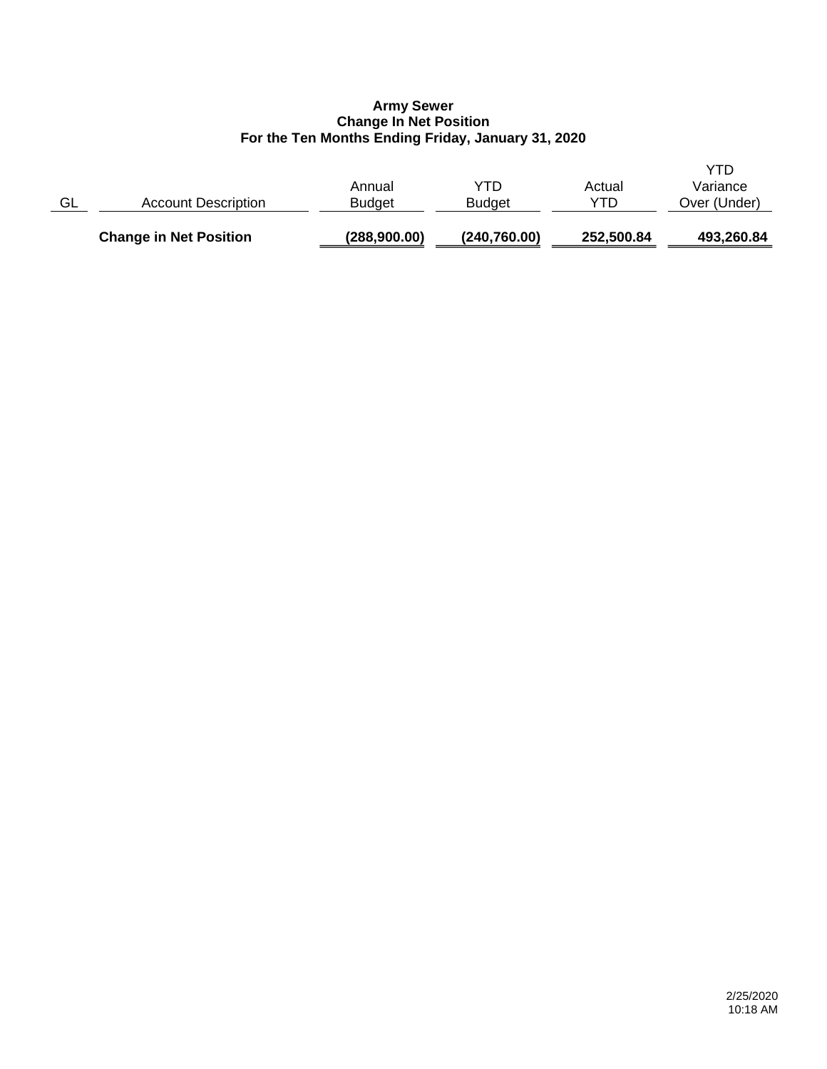**Army Sewer**
**Change In Net Position**
**For the Ten Months Ending Friday, January 31, 2020**

| GL | Account Description | Annual Budget | YTD Budget | Actual YTD | YTD Variance Over (Under) |
|---|---|---|---|---|---|
| | **Change in Net Position** | **(288,900.00)** | **(240,760.00)** | **252,500.84** | **493,260.84** |

2/25/2020
10:18 AM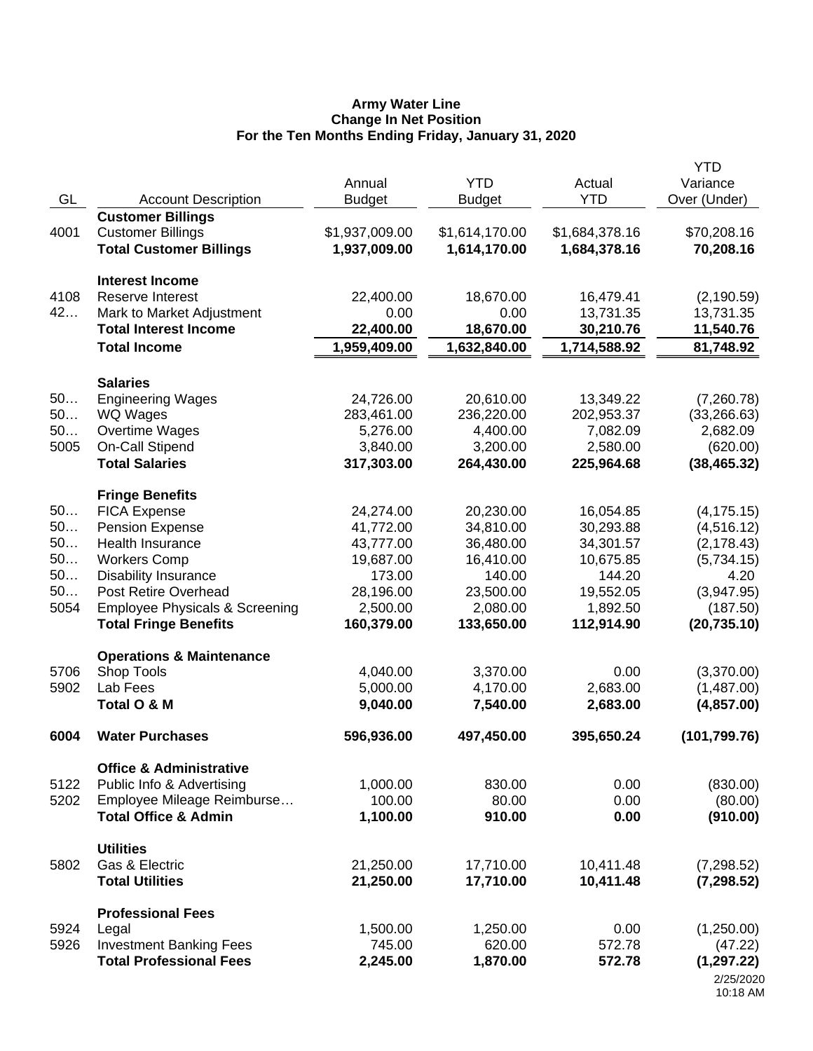**Army Water Line**
**Change In Net Position**
**For the Ten Months Ending Friday, January 31, 2020**

| GL | Account Description | Annual Budget | YTD Budget | Actual YTD | YTD Variance Over (Under) |
|---|---|---|---|---|---|
| | **Customer Billings** | | | | |
| 4001 | Customer Billings | $1,937,009.00 | $1,614,170.00 | $1,684,378.16 | $70,208.16 |
| | **Total Customer Billings** | **1,937,009.00** | **1,614,170.00** | **1,684,378.16** | **70,208.16** |
| | **Interest Income** | | | | |
| 4108 | Reserve Interest | 22,400.00 | 18,670.00 | 16,479.41 | (2,190.59) |
| 42… | Mark to Market Adjustment | 0.00 | 0.00 | 13,731.35 | 13,731.35 |
| | **Total Interest Income** | **22,400.00** | **18,670.00** | **30,210.76** | **11,540.76** |
| | **Total Income** | **1,959,409.00** | **1,632,840.00** | **1,714,588.92** | **81,748.92** |
| | **Salaries** | | | | |
| 50… | Engineering Wages | 24,726.00 | 20,610.00 | 13,349.22 | (7,260.78) |
| 50… | WQ Wages | 283,461.00 | 236,220.00 | 202,953.37 | (33,266.63) |
| 50… | Overtime Wages | 5,276.00 | 4,400.00 | 7,082.09 | 2,682.09 |
| 5005 | On-Call Stipend | 3,840.00 | 3,200.00 | 2,580.00 | (620.00) |
| | **Total Salaries** | **317,303.00** | **264,430.00** | **225,964.68** | **(38,465.32)** |
| | **Fringe Benefits** | | | | |
| 50… | FICA Expense | 24,274.00 | 20,230.00 | 16,054.85 | (4,175.15) |
| 50… | Pension Expense | 41,772.00 | 34,810.00 | 30,293.88 | (4,516.12) |
| 50… | Health Insurance | 43,777.00 | 36,480.00 | 34,301.57 | (2,178.43) |
| 50… | Workers Comp | 19,687.00 | 16,410.00 | 10,675.85 | (5,734.15) |
| 50… | Disability Insurance | 173.00 | 140.00 | 144.20 | 4.20 |
| 50… | Post Retire Overhead | 28,196.00 | 23,500.00 | 19,552.05 | (3,947.95) |
| 5054 | Employee Physicals & Screening | 2,500.00 | 2,080.00 | 1,892.50 | (187.50) |
| | **Total Fringe Benefits** | **160,379.00** | **133,650.00** | **112,914.90** | **(20,735.10)** |
| | **Operations & Maintenance** | | | | |
| 5706 | Shop Tools | 4,040.00 | 3,370.00 | 0.00 | (3,370.00) |
| 5902 | Lab Fees | 5,000.00 | 4,170.00 | 2,683.00 | (1,487.00) |
| | **Total O & M** | **9,040.00** | **7,540.00** | **2,683.00** | **(4,857.00)** |
| **6004** | **Water Purchases** | **596,936.00** | **497,450.00** | **395,650.24** | **(101,799.76)** |
| | **Office & Administrative** | | | | |
| 5122 | Public Info & Advertising | 1,000.00 | 830.00 | 0.00 | (830.00) |
| 5202 | Employee Mileage Reimburse… | 100.00 | 80.00 | 0.00 | (80.00) |
| | **Total Office & Admin** | **1,100.00** | **910.00** | **0.00** | **(910.00)** |
| | **Utilities** | | | | |
| 5802 | Gas & Electric | 21,250.00 | 17,710.00 | 10,411.48 | (7,298.52) |
| | **Total Utilities** | **21,250.00** | **17,710.00** | **10,411.48** | **(7,298.52)** |
| | **Professional Fees** | | | | |
| 5924 | Legal | 1,500.00 | 1,250.00 | 0.00 | (1,250.00) |
| 5926 | Investment Banking Fees | 745.00 | 620.00 | 572.78 | (47.22) |
| | **Total Professional Fees** | **2,245.00** | **1,870.00** | **572.78** | **(1,297.22)** |

2/25/2020
10:18 AM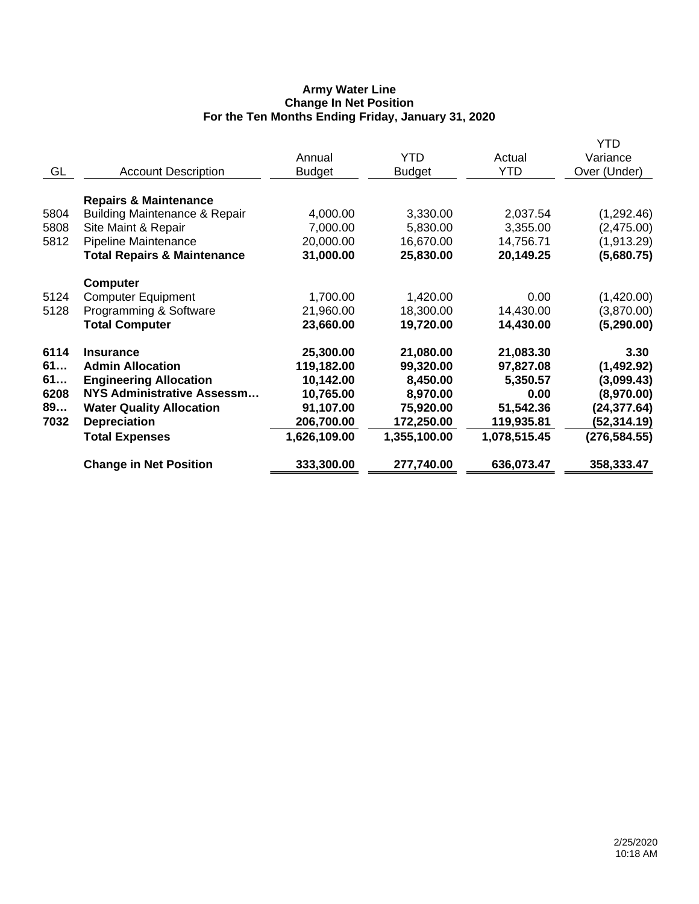**Army Water Line**
**Change In Net Position**
**For the Ten Months Ending Friday, January 31, 2020**

| GL | Account Description | Annual Budget | YTD Budget | Actual YTD | YTD Variance Over (Under) |
|---|---|---|---|---|---|
| | **Repairs & Maintenance** | | | | |
| 5804 | Building Maintenance & Repair | 4,000.00 | 3,330.00 | 2,037.54 | (1,292.46) |
| 5808 | Site Maint & Repair | 7,000.00 | 5,830.00 | 3,355.00 | (2,475.00) |
| 5812 | Pipeline Maintenance | 20,000.00 | 16,670.00 | 14,756.71 | (1,913.29) |
| | **Total Repairs & Maintenance** | **31,000.00** | **25,830.00** | **20,149.25** | **(5,680.75)** |
| | **Computer** | | | | |
| 5124 | Computer Equipment | 1,700.00 | 1,420.00 | 0.00 | (1,420.00) |
| 5128 | Programming & Software | 21,960.00 | 18,300.00 | 14,430.00 | (3,870.00) |
| | **Total Computer** | **23,660.00** | **19,720.00** | **14,430.00** | **(5,290.00)** |
| **6114** | **Insurance** | **25,300.00** | **21,080.00** | **21,083.30** | **3.30** |
| **61…** | **Admin Allocation** | **119,182.00** | **99,320.00** | **97,827.08** | **(1,492.92)** |
| **61…** | **Engineering Allocation** | **10,142.00** | **8,450.00** | **5,350.57** | **(3,099.43)** |
| **6208** | **NYS Administrative Assessm…** | **10,765.00** | **8,970.00** | **0.00** | **(8,970.00)** |
| **89…** | **Water Quality Allocation** | **91,107.00** | **75,920.00** | **51,542.36** | **(24,377.64)** |
| **7032** | **Depreciation** | **206,700.00** | **172,250.00** | **119,935.81** | **(52,314.19)** |
| | **Total Expenses** | **1,626,109.00** | **1,355,100.00** | **1,078,515.45** | **(276,584.55)** |
| | **Change in Net Position** | **333,300.00** | **277,740.00** | **636,073.47** | **358,333.47** |

2/25/2020
10:18 AM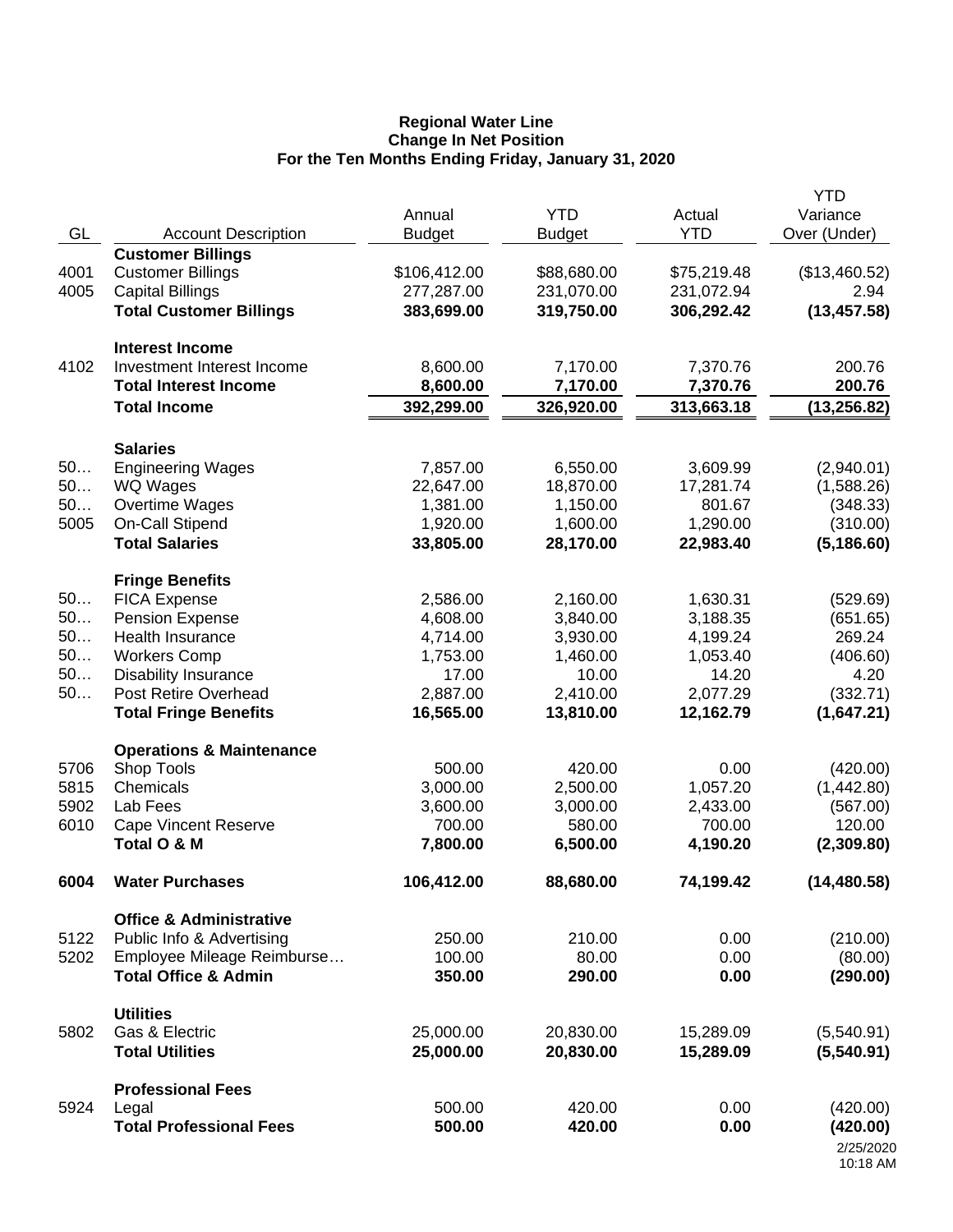**Regional Water Line**
**Change In Net Position**
**For the Ten Months Ending Friday, January 31, 2020**

| GL | Account Description | Annual Budget | YTD Budget | Actual YTD | YTD Variance Over (Under) |
|---|---|---|---|---|---|
| | **Customer Billings** | | | | |
| 4001 | Customer Billings | $106,412.00 | $88,680.00 | $75,219.48 | ($13,460.52) |
| 4005 | Capital Billings | 277,287.00 | 231,070.00 | 231,072.94 | 2.94 |
| | **Total Customer Billings** | **383,699.00** | **319,750.00** | **306,292.42** | **(13,457.58)** |
| | **Interest Income** | | | | |
| 4102 | Investment Interest Income | 8,600.00 | 7,170.00 | 7,370.76 | 200.76 |
| | **Total Interest Income** | **8,600.00** | **7,170.00** | **7,370.76** | **200.76** |
| | **Total Income** | **392,299.00** | **326,920.00** | **313,663.18** | **(13,256.82)** |
| | **Salaries** | | | | |
| 50… | Engineering Wages | 7,857.00 | 6,550.00 | 3,609.99 | (2,940.01) |
| 50… | WQ Wages | 22,647.00 | 18,870.00 | 17,281.74 | (1,588.26) |
| 50… | Overtime Wages | 1,381.00 | 1,150.00 | 801.67 | (348.33) |
| 5005 | On-Call Stipend | 1,920.00 | 1,600.00 | 1,290.00 | (310.00) |
| | **Total Salaries** | **33,805.00** | **28,170.00** | **22,983.40** | **(5,186.60)** |
| | **Fringe Benefits** | | | | |
| 50… | FICA Expense | 2,586.00 | 2,160.00 | 1,630.31 | (529.69) |
| 50… | Pension Expense | 4,608.00 | 3,840.00 | 3,188.35 | (651.65) |
| 50… | Health Insurance | 4,714.00 | 3,930.00 | 4,199.24 | 269.24 |
| 50… | Workers Comp | 1,753.00 | 1,460.00 | 1,053.40 | (406.60) |
| 50… | Disability Insurance | 17.00 | 10.00 | 14.20 | 4.20 |
| 50… | Post Retire Overhead | 2,887.00 | 2,410.00 | 2,077.29 | (332.71) |
| | **Total Fringe Benefits** | **16,565.00** | **13,810.00** | **12,162.79** | **(1,647.21)** |
| | **Operations & Maintenance** | | | | |
| 5706 | Shop Tools | 500.00 | 420.00 | 0.00 | (420.00) |
| 5815 | Chemicals | 3,000.00 | 2,500.00 | 1,057.20 | (1,442.80) |
| 5902 | Lab Fees | 3,600.00 | 3,000.00 | 2,433.00 | (567.00) |
| 6010 | Cape Vincent Reserve | 700.00 | 580.00 | 700.00 | 120.00 |
| | **Total O & M** | **7,800.00** | **6,500.00** | **4,190.20** | **(2,309.80)** |
| **6004** | **Water Purchases** | **106,412.00** | **88,680.00** | **74,199.42** | **(14,480.58)** |
| | **Office & Administrative** | | | | |
| 5122 | Public Info & Advertising | 250.00 | 210.00 | 0.00 | (210.00) |
| 5202 | Employee Mileage Reimburse… | 100.00 | 80.00 | 0.00 | (80.00) |
| | **Total Office & Admin** | **350.00** | **290.00** | **0.00** | **(290.00)** |
| | **Utilities** | | | | |
| 5802 | Gas & Electric | 25,000.00 | 20,830.00 | 15,289.09 | (5,540.91) |
| | **Total Utilities** | **25,000.00** | **20,830.00** | **15,289.09** | **(5,540.91)** |
| | **Professional Fees** | | | | |
| 5924 | Legal | 500.00 | 420.00 | 0.00 | (420.00) |
| | **Total Professional Fees** | **500.00** | **420.00** | **0.00** | **(420.00)** |

2/25/2020
10:18 AM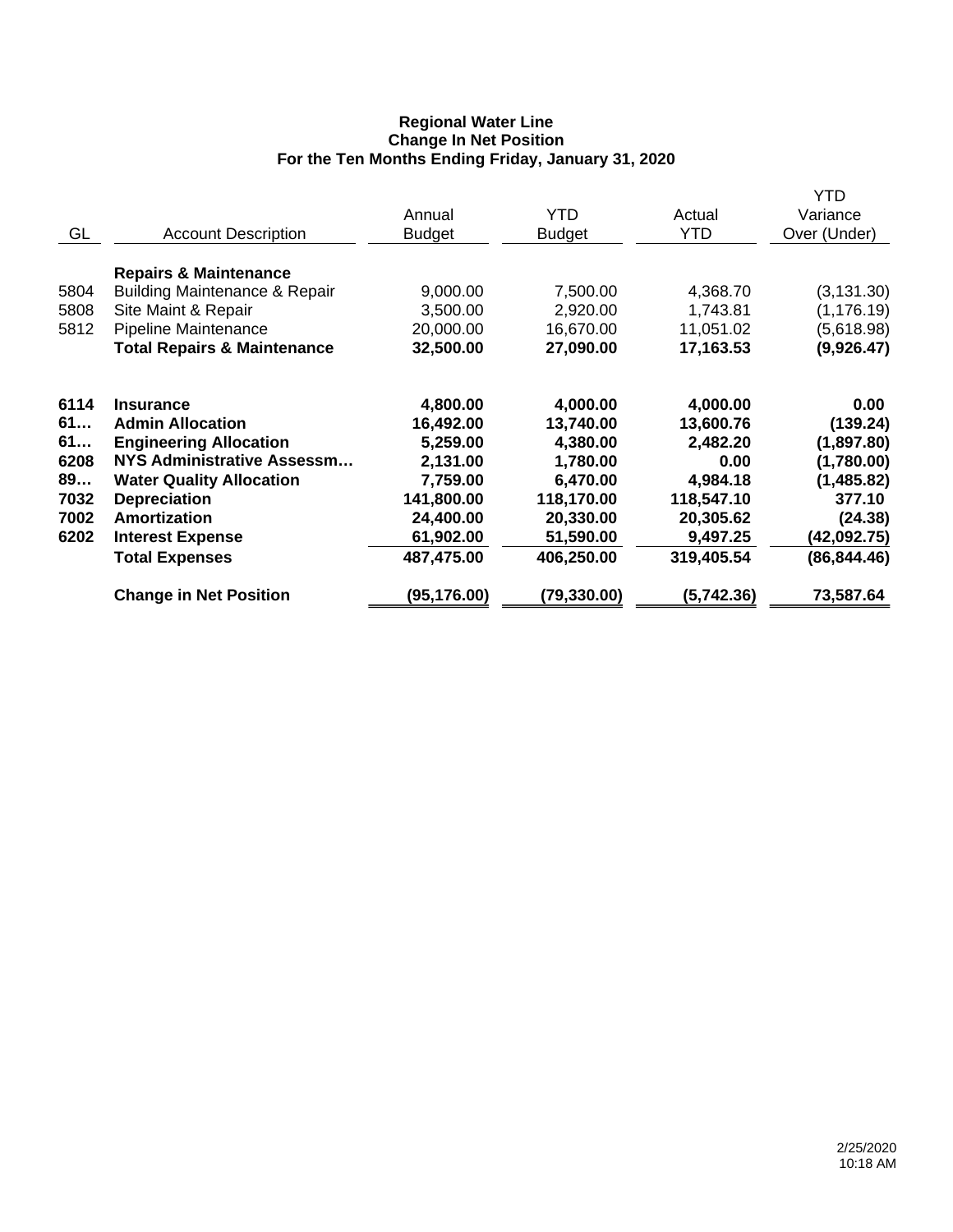**Regional Water Line**
**Change In Net Position**
**For the Ten Months Ending Friday, January 31, 2020**

| GL | Account Description | Annual Budget | YTD Budget | Actual YTD | YTD Variance Over (Under) |
|---|---|---|---|---|---|
| | **Repairs & Maintenance** | | | | |
| 5804 | Building Maintenance & Repair | 9,000.00 | 7,500.00 | 4,368.70 | (3,131.30) |
| 5808 | Site Maint & Repair | 3,500.00 | 2,920.00 | 1,743.81 | (1,176.19) |
| 5812 | Pipeline Maintenance | 20,000.00 | 16,670.00 | 11,051.02 | (5,618.98) |
| | **Total Repairs & Maintenance** | **32,500.00** | **27,090.00** | **17,163.53** | **(9,926.47)** |
| | | | | | |
| **6114** | **Insurance** | **4,800.00** | **4,000.00** | **4,000.00** | **0.00** |
| **61…** | **Admin Allocation** | **16,492.00** | **13,740.00** | **13,600.76** | **(139.24)** |
| **61…** | **Engineering Allocation** | **5,259.00** | **4,380.00** | **2,482.20** | **(1,897.80)** |
| **6208** | **NYS Administrative Assessm…** | **2,131.00** | **1,780.00** | **0.00** | **(1,780.00)** |
| **89…** | **Water Quality Allocation** | **7,759.00** | **6,470.00** | **4,984.18** | **(1,485.82)** |
| **7032** | **Depreciation** | **141,800.00** | **118,170.00** | **118,547.10** | **377.10** |
| **7002** | **Amortization** | **24,400.00** | **20,330.00** | **20,305.62** | **(24.38)** |
| **6202** | **Interest Expense** | **61,902.00** | **51,590.00** | **9,497.25** | **(42,092.75)** |
| | **Total Expenses** | **487,475.00** | **406,250.00** | **319,405.54** | **(86,844.46)** |
| | | | | | |
| | **Change in Net Position** | **(95,176.00)** | **(79,330.00)** | **(5,742.36)** | **73,587.64** |

2/25/2020
10:18 AM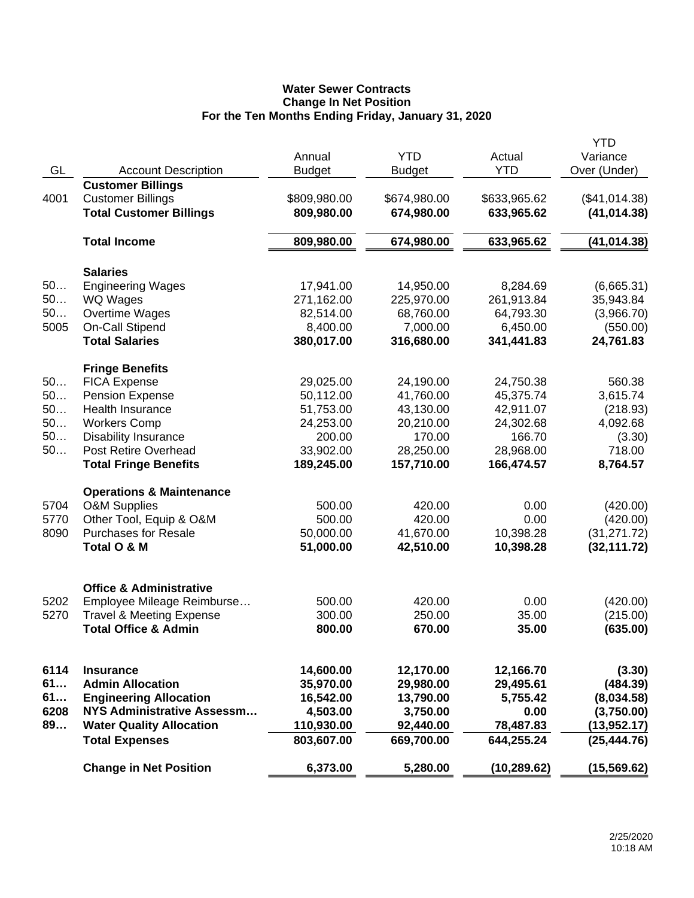**Water Sewer Contracts**
**Change In Net Position**
**For the Ten Months Ending Friday, January 31, 2020**

| GL | Account Description | Annual Budget | YTD Budget | Actual YTD | YTD Variance Over (Under) |
|---|---|---|---|---|---|
| | **Customer Billings** | | | | |
| 4001 | Customer Billings | $809,980.00 | $674,980.00 | $633,965.62 | ($41,014.38) |
| | **Total Customer Billings** | **809,980.00** | **674,980.00** | **633,965.62** | **(41,014.38)** |
| | **Total Income** | **809,980.00** | **674,980.00** | **633,965.62** | **(41,014.38)** |
| | **Salaries** | | | | |
| 50… | Engineering Wages | 17,941.00 | 14,950.00 | 8,284.69 | (6,665.31) |
| 50… | WQ Wages | 271,162.00 | 225,970.00 | 261,913.84 | 35,943.84 |
| 50… | Overtime Wages | 82,514.00 | 68,760.00 | 64,793.30 | (3,966.70) |
| 5005 | On-Call Stipend | 8,400.00 | 7,000.00 | 6,450.00 | (550.00) |
| | **Total Salaries** | **380,017.00** | **316,680.00** | **341,441.83** | **24,761.83** |
| | **Fringe Benefits** | | | | |
| 50… | FICA Expense | 29,025.00 | 24,190.00 | 24,750.38 | 560.38 |
| 50… | Pension Expense | 50,112.00 | 41,760.00 | 45,375.74 | 3,615.74 |
| 50… | Health Insurance | 51,753.00 | 43,130.00 | 42,911.07 | (218.93) |
| 50… | Workers Comp | 24,253.00 | 20,210.00 | 24,302.68 | 4,092.68 |
| 50… | Disability Insurance | 200.00 | 170.00 | 166.70 | (3.30) |
| 50… | Post Retire Overhead | 33,902.00 | 28,250.00 | 28,968.00 | 718.00 |
| | **Total Fringe Benefits** | **189,245.00** | **157,710.00** | **166,474.57** | **8,764.57** |
| | **Operations & Maintenance** | | | | |
| 5704 | O&M Supplies | 500.00 | 420.00 | 0.00 | (420.00) |
| 5770 | Other Tool, Equip & O&M | 500.00 | 420.00 | 0.00 | (420.00) |
| 8090 | Purchases for Resale | 50,000.00 | 41,670.00 | 10,398.28 | (31,271.72) |
| | **Total O & M** | **51,000.00** | **42,510.00** | **10,398.28** | **(32,111.72)** |
| | **Office & Administrative** | | | | |
| 5202 | Employee Mileage Reimburse… | 500.00 | 420.00 | 0.00 | (420.00) |
| 5270 | Travel & Meeting Expense | 300.00 | 250.00 | 35.00 | (215.00) |
| | **Total Office & Admin** | **800.00** | **670.00** | **35.00** | **(635.00)** |
| **6114** | **Insurance** | **14,600.00** | **12,170.00** | **12,166.70** | **(3.30)** |
| **61…** | **Admin Allocation** | **35,970.00** | **29,980.00** | **29,495.61** | **(484.39)** |
| **61…** | **Engineering Allocation** | **16,542.00** | **13,790.00** | **5,755.42** | **(8,034.58)** |
| **6208** | **NYS Administrative Assessm…** | **4,503.00** | **3,750.00** | **0.00** | **(3,750.00)** |
| **89…** | **Water Quality Allocation** | **110,930.00** | **92,440.00** | **78,487.83** | **(13,952.17)** |
| | **Total Expenses** | **803,607.00** | **669,700.00** | **644,255.24** | **(25,444.76)** |
| | **Change in Net Position** | **6,373.00** | **5,280.00** | **(10,289.62)** | **(15,569.62)** |

2/25/2020
10:18 AM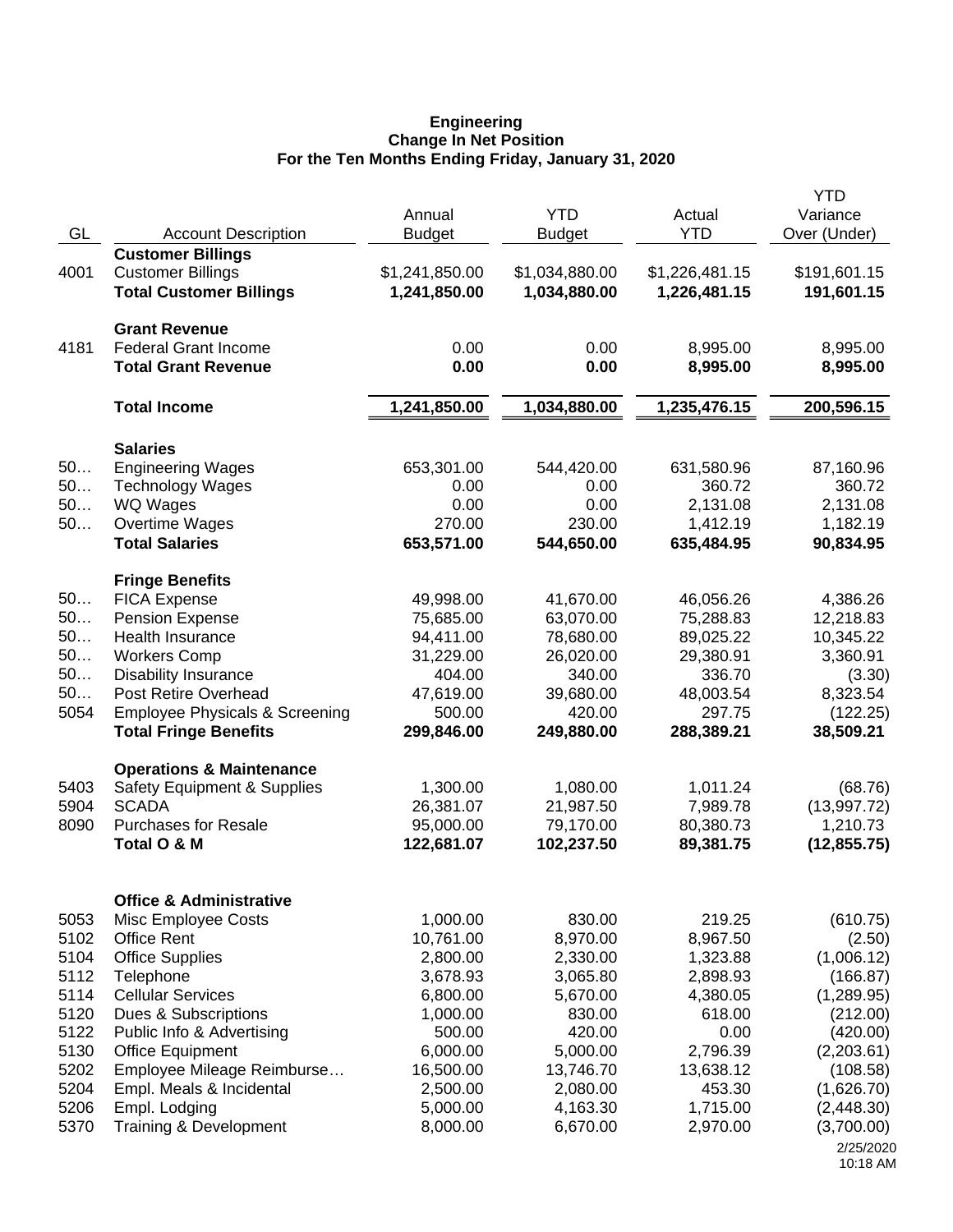**Engineering**
**Change In Net Position**
**For the Ten Months Ending Friday, January 31, 2020**

| GL | Account Description | Annual Budget | YTD Budget | Actual YTD | YTD Variance Over (Under) |
|---|---|---|---|---|---|
| | **Customer Billings** | | | | |
| 4001 | Customer Billings | $1,241,850.00 | $1,034,880.00 | $1,226,481.15 | $191,601.15 |
| | **Total Customer Billings** | **1,241,850.00** | **1,034,880.00** | **1,226,481.15** | **191,601.15** |
| | **Grant Revenue** | | | | |
| 4181 | Federal Grant Income | 0.00 | 0.00 | 8,995.00 | 8,995.00 |
| | **Total Grant Revenue** | **0.00** | **0.00** | **8,995.00** | **8,995.00** |
| | **Total Income** | **1,241,850.00** | **1,034,880.00** | **1,235,476.15** | **200,596.15** |
| | **Salaries** | | | | |
| 50… | Engineering Wages | 653,301.00 | 544,420.00 | 631,580.96 | 87,160.96 |
| 50… | Technology Wages | 0.00 | 0.00 | 360.72 | 360.72 |
| 50… | WQ Wages | 0.00 | 0.00 | 2,131.08 | 2,131.08 |
| 50… | Overtime Wages | 270.00 | 230.00 | 1,412.19 | 1,182.19 |
| | **Total Salaries** | **653,571.00** | **544,650.00** | **635,484.95** | **90,834.95** |
| | **Fringe Benefits** | | | | |
| 50… | FICA Expense | 49,998.00 | 41,670.00 | 46,056.26 | 4,386.26 |
| 50… | Pension Expense | 75,685.00 | 63,070.00 | 75,288.83 | 12,218.83 |
| 50… | Health Insurance | 94,411.00 | 78,680.00 | 89,025.22 | 10,345.22 |
| 50… | Workers Comp | 31,229.00 | 26,020.00 | 29,380.91 | 3,360.91 |
| 50… | Disability Insurance | 404.00 | 340.00 | 336.70 | (3.30) |
| 50… | Post Retire Overhead | 47,619.00 | 39,680.00 | 48,003.54 | 8,323.54 |
| 5054 | Employee Physicals & Screening | 500.00 | 420.00 | 297.75 | (122.25) |
| | **Total Fringe Benefits** | **299,846.00** | **249,880.00** | **288,389.21** | **38,509.21** |
| | **Operations & Maintenance** | | | | |
| 5403 | Safety Equipment & Supplies | 1,300.00 | 1,080.00 | 1,011.24 | (68.76) |
| 5904 | SCADA | 26,381.07 | 21,987.50 | 7,989.78 | (13,997.72) |
| 8090 | Purchases for Resale | 95,000.00 | 79,170.00 | 80,380.73 | 1,210.73 |
| | **Total O & M** | **122,681.07** | **102,237.50** | **89,381.75** | **(12,855.75)** |
| | **Office & Administrative** | | | | |
| 5053 | Misc Employee Costs | 1,000.00 | 830.00 | 219.25 | (610.75) |
| 5102 | Office Rent | 10,761.00 | 8,970.00 | 8,967.50 | (2.50) |
| 5104 | Office Supplies | 2,800.00 | 2,330.00 | 1,323.88 | (1,006.12) |
| 5112 | Telephone | 3,678.93 | 3,065.80 | 2,898.93 | (166.87) |
| 5114 | Cellular Services | 6,800.00 | 5,670.00 | 4,380.05 | (1,289.95) |
| 5120 | Dues & Subscriptions | 1,000.00 | 830.00 | 618.00 | (212.00) |
| 5122 | Public Info & Advertising | 500.00 | 420.00 | 0.00 | (420.00) |
| 5130 | Office Equipment | 6,000.00 | 5,000.00 | 2,796.39 | (2,203.61) |
| 5202 | Employee Mileage Reimburse… | 16,500.00 | 13,746.70 | 13,638.12 | (108.58) |
| 5204 | Empl. Meals & Incidental | 2,500.00 | 2,080.00 | 453.30 | (1,626.70) |
| 5206 | Empl. Lodging | 5,000.00 | 4,163.30 | 1,715.00 | (2,448.30) |
| 5370 | Training & Development | 8,000.00 | 6,670.00 | 2,970.00 | (3,700.00) |

2/25/2020
10:18 AM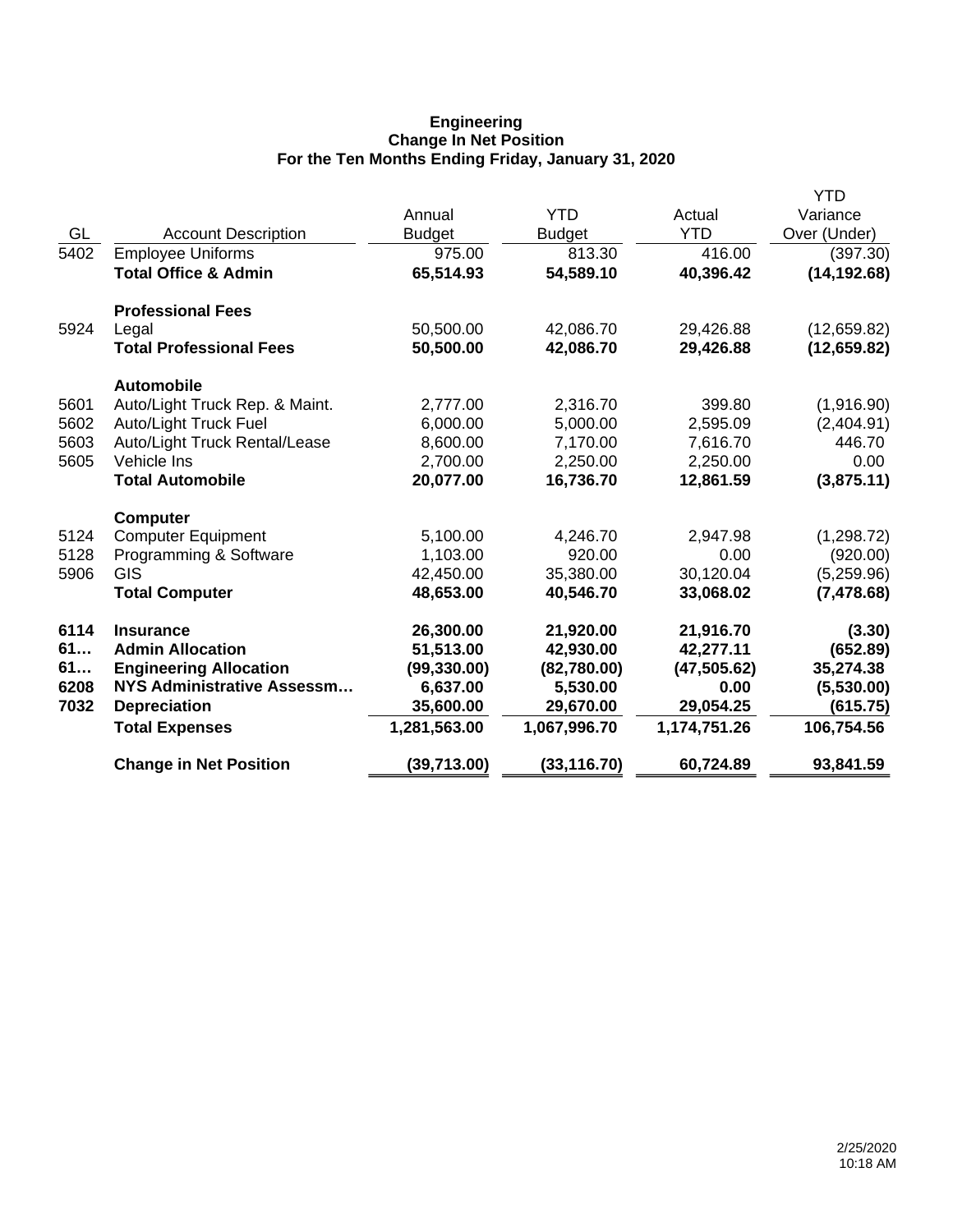**Engineering**
**Change In Net Position**
**For the Ten Months Ending Friday, January 31, 2020**

| GL | Account Description | Annual Budget | YTD Budget | Actual YTD | YTD Variance Over (Under) |
|---|---|---|---|---|---|
| 5402 | Employee Uniforms | 975.00 | 813.30 | 416.00 | (397.30) |
| | **Total Office & Admin** | **65,514.93** | **54,589.10** | **40,396.42** | **(14,192.68)** |
| | **Professional Fees** | | | | |
| 5924 | Legal | 50,500.00 | 42,086.70 | 29,426.88 | (12,659.82) |
| | **Total Professional Fees** | **50,500.00** | **42,086.70** | **29,426.88** | **(12,659.82)** |
| | **Automobile** | | | | |
| 5601 | Auto/Light Truck Rep. & Maint. | 2,777.00 | 2,316.70 | 399.80 | (1,916.90) |
| 5602 | Auto/Light Truck Fuel | 6,000.00 | 5,000.00 | 2,595.09 | (2,404.91) |
| 5603 | Auto/Light Truck Rental/Lease | 8,600.00 | 7,170.00 | 7,616.70 | 446.70 |
| 5605 | Vehicle Ins | 2,700.00 | 2,250.00 | 2,250.00 | 0.00 |
| | **Total Automobile** | **20,077.00** | **16,736.70** | **12,861.59** | **(3,875.11)** |
| | **Computer** | | | | |
| 5124 | Computer Equipment | 5,100.00 | 4,246.70 | 2,947.98 | (1,298.72) |
| 5128 | Programming & Software | 1,103.00 | 920.00 | 0.00 | (920.00) |
| 5906 | GIS | 42,450.00 | 35,380.00 | 30,120.04 | (5,259.96) |
| | **Total Computer** | **48,653.00** | **40,546.70** | **33,068.02** | **(7,478.68)** |
| **6114** | **Insurance** | **26,300.00** | **21,920.00** | **21,916.70** | **(3.30)** |
| **61…** | **Admin Allocation** | **51,513.00** | **42,930.00** | **42,277.11** | **(652.89)** |
| **61…** | **Engineering Allocation** | **(99,330.00)** | **(82,780.00)** | **(47,505.62)** | **35,274.38** |
| **6208** | **NYS Administrative Assessm…** | **6,637.00** | **5,530.00** | **0.00** | **(5,530.00)** |
| **7032** | **Depreciation** | **35,600.00** | **29,670.00** | **29,054.25** | **(615.75)** |
| | **Total Expenses** | **1,281,563.00** | **1,067,996.70** | **1,174,751.26** | **106,754.56** |
| | **Change in Net Position** | **(39,713.00)** | **(33,116.70)** | **60,724.89** | **93,841.59** |

2/25/2020
10:18 AM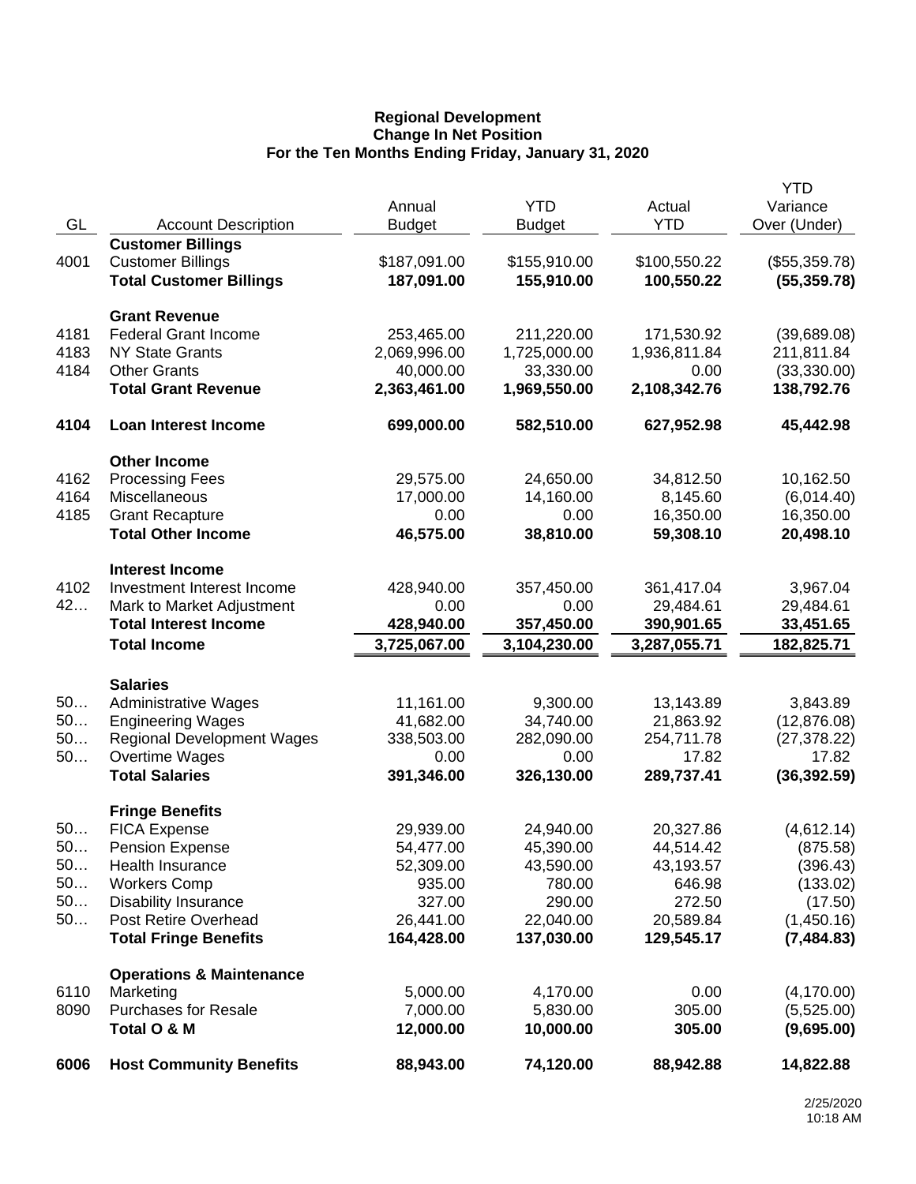**Regional Development**
**Change In Net Position**
**For the Ten Months Ending Friday, January 31, 2020**

| GL | Account Description | Annual Budget | YTD Budget | Actual YTD | YTD Variance Over (Under) |
|---|---|---|---|---|---|
| | **Customer Billings** | | | | |
| 4001 | Customer Billings | $187,091.00 | $155,910.00 | $100,550.22 | ($55,359.78) |
| | **Total Customer Billings** | **187,091.00** | **155,910.00** | **100,550.22** | **(55,359.78)** |
| | **Grant Revenue** | | | | |
| 4181 | Federal Grant Income | 253,465.00 | 211,220.00 | 171,530.92 | (39,689.08) |
| 4183 | NY State Grants | 2,069,996.00 | 1,725,000.00 | 1,936,811.84 | 211,811.84 |
| 4184 | Other Grants | 40,000.00 | 33,330.00 | 0.00 | (33,330.00) |
| | **Total Grant Revenue** | **2,363,461.00** | **1,969,550.00** | **2,108,342.76** | **138,792.76** |
| **4104** | **Loan Interest Income** | **699,000.00** | **582,510.00** | **627,952.98** | **45,442.98** |
| | **Other Income** | | | | |
| 4162 | Processing Fees | 29,575.00 | 24,650.00 | 34,812.50 | 10,162.50 |
| 4164 | Miscellaneous | 17,000.00 | 14,160.00 | 8,145.60 | (6,014.40) |
| 4185 | Grant Recapture | 0.00 | 0.00 | 16,350.00 | 16,350.00 |
| | **Total Other Income** | **46,575.00** | **38,810.00** | **59,308.10** | **20,498.10** |
| | **Interest Income** | | | | |
| 4102 | Investment Interest Income | 428,940.00 | 357,450.00 | 361,417.04 | 3,967.04 |
| 42… | Mark to Market Adjustment | 0.00 | 0.00 | 29,484.61 | 29,484.61 |
| | **Total Interest Income** | **428,940.00** | **357,450.00** | **390,901.65** | **33,451.65** |
| | **Total Income** | **3,725,067.00** | **3,104,230.00** | **3,287,055.71** | **182,825.71** |
| | **Salaries** | | | | |
| 50… | Administrative Wages | 11,161.00 | 9,300.00 | 13,143.89 | 3,843.89 |
| 50… | Engineering Wages | 41,682.00 | 34,740.00 | 21,863.92 | (12,876.08) |
| 50… | Regional Development Wages | 338,503.00 | 282,090.00 | 254,711.78 | (27,378.22) |
| 50… | Overtime Wages | 0.00 | 0.00 | 17.82 | 17.82 |
| | **Total Salaries** | **391,346.00** | **326,130.00** | **289,737.41** | **(36,392.59)** |
| | **Fringe Benefits** | | | | |
| 50… | FICA Expense | 29,939.00 | 24,940.00 | 20,327.86 | (4,612.14) |
| 50… | Pension Expense | 54,477.00 | 45,390.00 | 44,514.42 | (875.58) |
| 50… | Health Insurance | 52,309.00 | 43,590.00 | 43,193.57 | (396.43) |
| 50… | Workers Comp | 935.00 | 780.00 | 646.98 | (133.02) |
| 50… | Disability Insurance | 327.00 | 290.00 | 272.50 | (17.50) |
| 50… | Post Retire Overhead | 26,441.00 | 22,040.00 | 20,589.84 | (1,450.16) |
| | **Total Fringe Benefits** | **164,428.00** | **137,030.00** | **129,545.17** | **(7,484.83)** |
| | **Operations & Maintenance** | | | | |
| 6110 | Marketing | 5,000.00 | 4,170.00 | 0.00 | (4,170.00) |
| 8090 | Purchases for Resale | 7,000.00 | 5,830.00 | 305.00 | (5,525.00) |
| | **Total O & M** | **12,000.00** | **10,000.00** | **305.00** | **(9,695.00)** |
| **6006** | **Host Community Benefits** | **88,943.00** | **74,120.00** | **88,942.88** | **14,822.88** |

2/25/2020
10:18 AM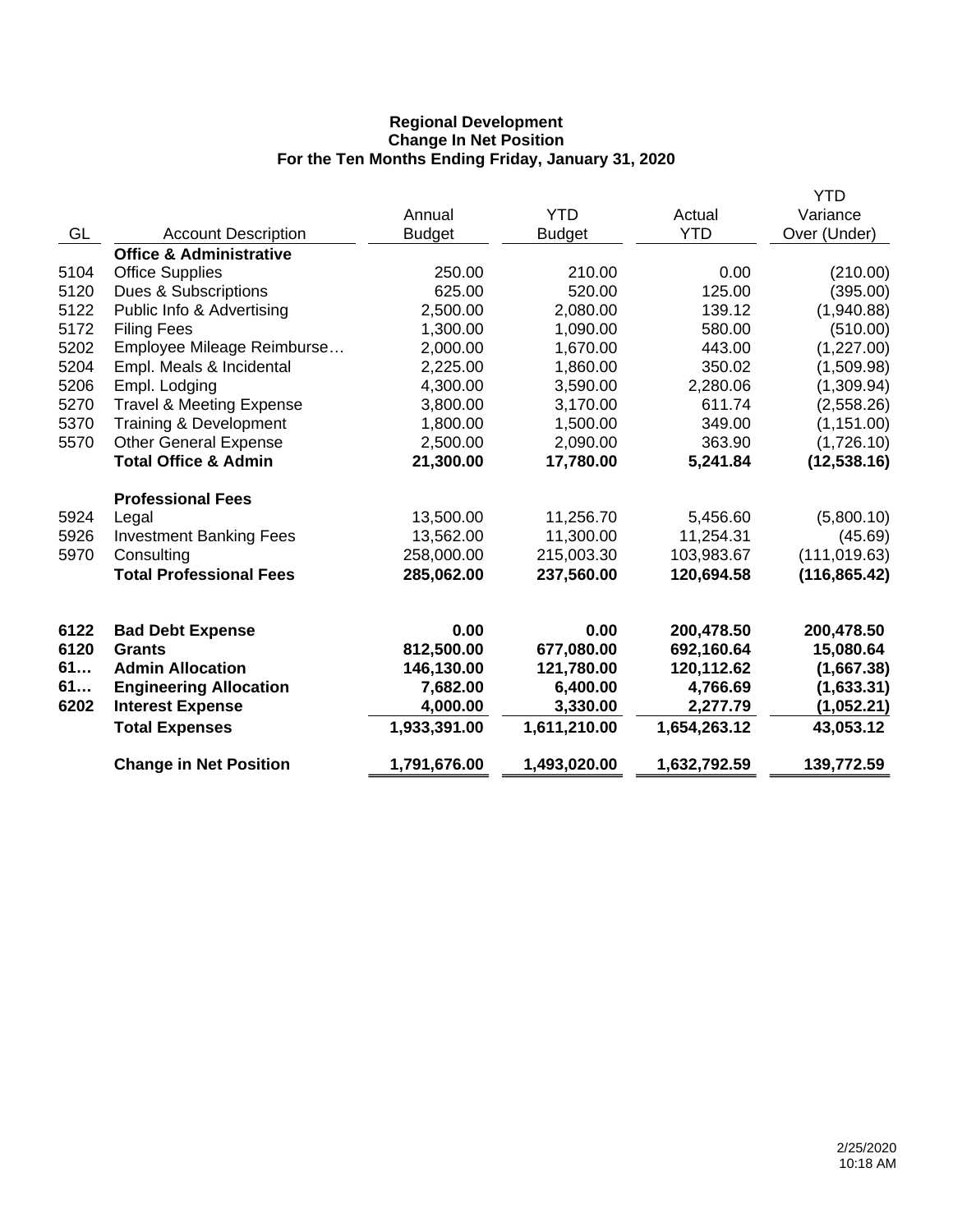**Regional Development**
**Change In Net Position**
**For the Ten Months Ending Friday, January 31, 2020**

| GL | Account Description | Annual Budget | YTD Budget | Actual YTD | YTD Variance Over (Under) |
|---|---|---|---|---|---|
| | **Office & Administrative** | | | | |
| 5104 | Office Supplies | 250.00 | 210.00 | 0.00 | (210.00) |
| 5120 | Dues & Subscriptions | 625.00 | 520.00 | 125.00 | (395.00) |
| 5122 | Public Info & Advertising | 2,500.00 | 2,080.00 | 139.12 | (1,940.88) |
| 5172 | Filing Fees | 1,300.00 | 1,090.00 | 580.00 | (510.00) |
| 5202 | Employee Mileage Reimburse… | 2,000.00 | 1,670.00 | 443.00 | (1,227.00) |
| 5204 | Empl. Meals & Incidental | 2,225.00 | 1,860.00 | 350.02 | (1,509.98) |
| 5206 | Empl. Lodging | 4,300.00 | 3,590.00 | 2,280.06 | (1,309.94) |
| 5270 | Travel & Meeting Expense | 3,800.00 | 3,170.00 | 611.74 | (2,558.26) |
| 5370 | Training & Development | 1,800.00 | 1,500.00 | 349.00 | (1,151.00) |
| 5570 | Other General Expense | 2,500.00 | 2,090.00 | 363.90 | (1,726.10) |
| | **Total Office & Admin** | **21,300.00** | **17,780.00** | **5,241.84** | **(12,538.16)** |
| | **Professional Fees** | | | | |
| 5924 | Legal | 13,500.00 | 11,256.70 | 5,456.60 | (5,800.10) |
| 5926 | Investment Banking Fees | 13,562.00 | 11,300.00 | 11,254.31 | (45.69) |
| 5970 | Consulting | 258,000.00 | 215,003.30 | 103,983.67 | (111,019.63) |
| | **Total Professional Fees** | **285,062.00** | **237,560.00** | **120,694.58** | **(116,865.42)** |
| **6122** | **Bad Debt Expense** | **0.00** | **0.00** | **200,478.50** | **200,478.50** |
| **6120** | **Grants** | **812,500.00** | **677,080.00** | **692,160.64** | **15,080.64** |
| **61…** | **Admin Allocation** | **146,130.00** | **121,780.00** | **120,112.62** | **(1,667.38)** |
| **61…** | **Engineering Allocation** | **7,682.00** | **6,400.00** | **4,766.69** | **(1,633.31)** |
| **6202** | **Interest Expense** | **4,000.00** | **3,330.00** | **2,277.79** | **(1,052.21)** |
| | **Total Expenses** | **1,933,391.00** | **1,611,210.00** | **1,654,263.12** | **43,053.12** |
| | **Change in Net Position** | **1,791,676.00** | **1,493,020.00** | **1,632,792.59** | **139,772.59** |

2/25/2020
10:18 AM